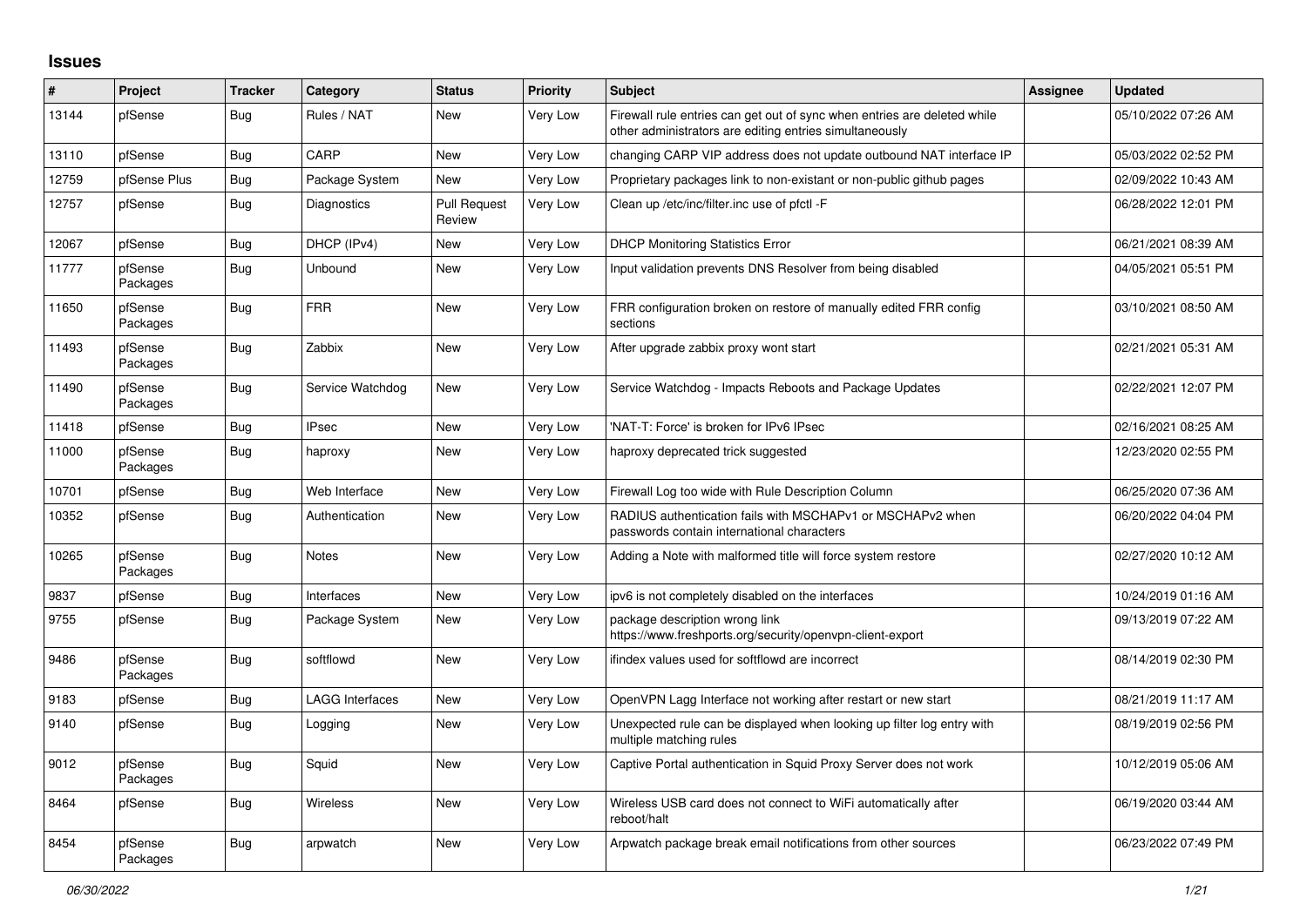## Issues

| # | Project | Tracker | Category | Status | Priority | Subject | Assignee | Updated |
|---|---|---|---|---|---|---|---|---|
| 13144 | pfSense | Bug | Rules / NAT | New | Very Low | Firewall rule entries can get out of sync when entries are deleted while other administrators are editing entries simultaneously | | 05/10/2022 07:26 AM |
| 13110 | pfSense | Bug | CARP | New | Very Low | changing CARP VIP address does not update outbound NAT interface IP | | 05/03/2022 02:52 PM |
| 12759 | pfSense Plus | Bug | Package System | New | Very Low | Proprietary packages link to non-existant or non-public github pages | | 02/09/2022 10:43 AM |
| 12757 | pfSense | Bug | Diagnostics | Pull Request Review | Very Low | Clean up /etc/inc/filter.inc use of pfctl -F | | 06/28/2022 12:01 PM |
| 12067 | pfSense | Bug | DHCP (IPv4) | New | Very Low | DHCP Monitoring Statistics Error | | 06/21/2021 08:39 AM |
| 11777 | pfSense Packages | Bug | Unbound | New | Very Low | Input validation prevents DNS Resolver from being disabled | | 04/05/2021 05:51 PM |
| 11650 | pfSense Packages | Bug | FRR | New | Very Low | FRR configuration broken on restore of manually edited FRR config sections | | 03/10/2021 08:50 AM |
| 11493 | pfSense Packages | Bug | Zabbix | New | Very Low | After upgrade zabbix proxy wont start | | 02/21/2021 05:31 AM |
| 11490 | pfSense Packages | Bug | Service Watchdog | New | Very Low | Service Watchdog - Impacts Reboots and Package Updates | | 02/22/2021 12:07 PM |
| 11418 | pfSense | Bug | IPsec | New | Very Low | 'NAT-T: Force' is broken for IPv6 IPsec | | 02/16/2021 08:25 AM |
| 11000 | pfSense Packages | Bug | haproxy | New | Very Low | haproxy deprecated trick suggested | | 12/23/2020 02:55 PM |
| 10701 | pfSense | Bug | Web Interface | New | Very Low | Firewall Log too wide with Rule Description Column | | 06/25/2020 07:36 AM |
| 10352 | pfSense | Bug | Authentication | New | Very Low | RADIUS authentication fails with MSCHAPv1 or MSCHAPv2 when passwords contain international characters | | 06/20/2022 04:04 PM |
| 10265 | pfSense Packages | Bug | Notes | New | Very Low | Adding a Note with malformed title will force system restore | | 02/27/2020 10:12 AM |
| 9837 | pfSense | Bug | Interfaces | New | Very Low | ipv6 is not completely disabled on the interfaces | | 10/24/2019 01:16 AM |
| 9755 | pfSense | Bug | Package System | New | Very Low | package description wrong link https://www.freshports.org/security/openvpn-client-export | | 09/13/2019 07:22 AM |
| 9486 | pfSense Packages | Bug | softflowd | New | Very Low | ifindex values used for softflowd are incorrect | | 08/14/2019 02:30 PM |
| 9183 | pfSense | Bug | LAGG Interfaces | New | Very Low | OpenVPN Lagg Interface not working after restart or new start | | 08/21/2019 11:17 AM |
| 9140 | pfSense | Bug | Logging | New | Very Low | Unexpected rule can be displayed when looking up filter log entry with multiple matching rules | | 08/19/2019 02:56 PM |
| 9012 | pfSense Packages | Bug | Squid | New | Very Low | Captive Portal authentication in Squid Proxy Server does not work | | 10/12/2019 05:06 AM |
| 8464 | pfSense | Bug | Wireless | New | Very Low | Wireless USB card does not connect to WiFi automatically after reboot/halt | | 06/19/2020 03:44 AM |
| 8454 | pfSense Packages | Bug | arpwatch | New | Very Low | Arpwatch package break email notifications from other sources | | 06/23/2022 07:49 PM |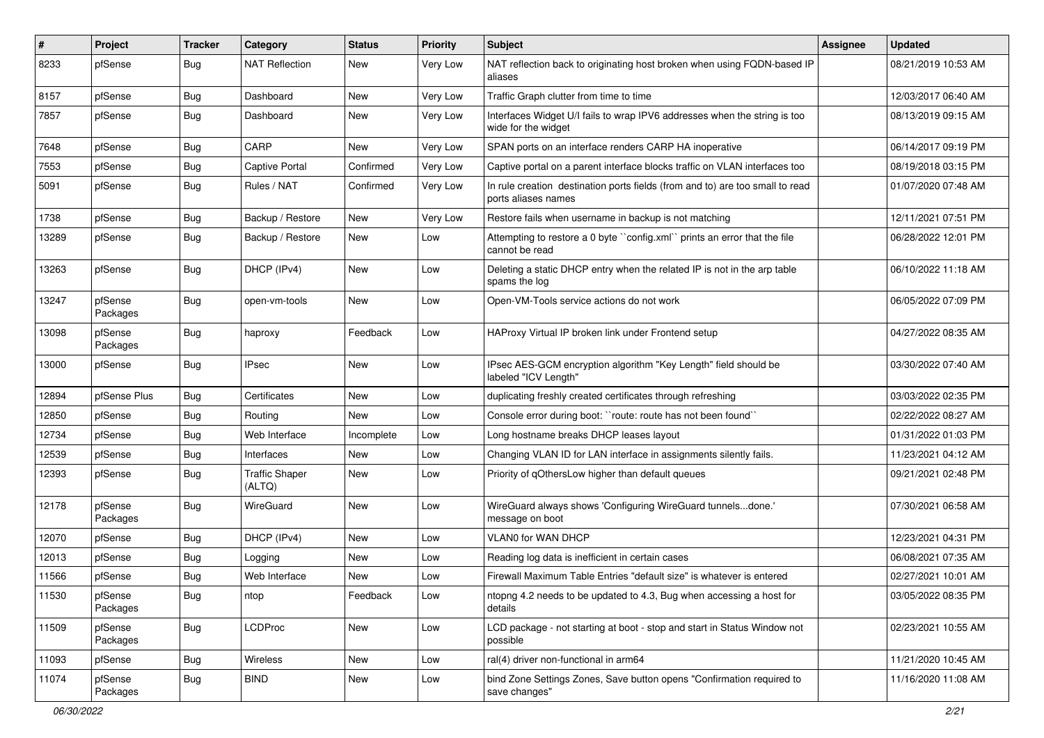| # | Project | Tracker | Category | Status | Priority | Subject | Assignee | Updated |
|---|---|---|---|---|---|---|---|---|
| 8233 | pfSense | Bug | NAT Reflection | New | Very Low | NAT reflection back to originating host broken when using FQDN-based IP aliases | | 08/21/2019 10:53 AM |
| 8157 | pfSense | Bug | Dashboard | New | Very Low | Traffic Graph clutter from time to time | | 12/03/2017 06:40 AM |
| 7857 | pfSense | Bug | Dashboard | New | Very Low | Interfaces Widget U/I fails to wrap IPV6 addresses when the string is too wide for the widget | | 08/13/2019 09:15 AM |
| 7648 | pfSense | Bug | CARP | New | Very Low | SPAN ports on an interface renders CARP HA inoperative | | 06/14/2017 09:19 PM |
| 7553 | pfSense | Bug | Captive Portal | Confirmed | Very Low | Captive portal on a parent interface blocks traffic on VLAN interfaces too | | 08/19/2018 03:15 PM |
| 5091 | pfSense | Bug | Rules / NAT | Confirmed | Very Low | In rule creation destination ports fields (from and to) are too small to read ports aliases names | | 01/07/2020 07:48 AM |
| 1738 | pfSense | Bug | Backup / Restore | New | Very Low | Restore fails when username in backup is not matching | | 12/11/2021 07:51 PM |
| 13289 | pfSense | Bug | Backup / Restore | New | Low | Attempting to restore a 0 byte ``config.xml`` prints an error that the file cannot be read | | 06/28/2022 12:01 PM |
| 13263 | pfSense | Bug | DHCP (IPv4) | New | Low | Deleting a static DHCP entry when the related IP is not in the arp table spams the log | | 06/10/2022 11:18 AM |
| 13247 | pfSense Packages | Bug | open-vm-tools | New | Low | Open-VM-Tools service actions do not work | | 06/05/2022 07:09 PM |
| 13098 | pfSense Packages | Bug | haproxy | Feedback | Low | HAProxy Virtual IP broken link under Frontend setup | | 04/27/2022 08:35 AM |
| 13000 | pfSense | Bug | IPsec | New | Low | IPsec AES-GCM encryption algorithm "Key Length" field should be labeled "ICV Length" | | 03/30/2022 07:40 AM |
| 12894 | pfSense Plus | Bug | Certificates | New | Low | duplicating freshly created certificates through refreshing | | 03/03/2022 02:35 PM |
| 12850 | pfSense | Bug | Routing | New | Low | Console error during boot: ``route: route has not been found`` | | 02/22/2022 08:27 AM |
| 12734 | pfSense | Bug | Web Interface | Incomplete | Low | Long hostname breaks DHCP leases layout | | 01/31/2022 01:03 PM |
| 12539 | pfSense | Bug | Interfaces | New | Low | Changing VLAN ID for LAN interface in assignments silently fails. | | 11/23/2021 04:12 AM |
| 12393 | pfSense | Bug | Traffic Shaper (ALTQ) | New | Low | Priority of qOthersLow higher than default queues | | 09/21/2021 02:48 PM |
| 12178 | pfSense Packages | Bug | WireGuard | New | Low | WireGuard always shows 'Configuring WireGuard tunnels...done.' message on boot | | 07/30/2021 06:58 AM |
| 12070 | pfSense | Bug | DHCP (IPv4) | New | Low | VLAN0 for WAN DHCP | | 12/23/2021 04:31 PM |
| 12013 | pfSense | Bug | Logging | New | Low | Reading log data is inefficient in certain cases | | 06/08/2021 07:35 AM |
| 11566 | pfSense | Bug | Web Interface | New | Low | Firewall Maximum Table Entries "default size" is whatever is entered | | 02/27/2021 10:01 AM |
| 11530 | pfSense Packages | Bug | ntop | Feedback | Low | ntopng 4.2 needs to be updated to 4.3, Bug when accessing a host for details | | 03/05/2022 08:35 PM |
| 11509 | pfSense Packages | Bug | LCDProc | New | Low | LCD package - not starting at boot - stop and start in Status Window not possible | | 02/23/2021 10:55 AM |
| 11093 | pfSense | Bug | Wireless | New | Low | ral(4) driver non-functional in arm64 | | 11/21/2020 10:45 AM |
| 11074 | pfSense Packages | Bug | BIND | New | Low | bind Zone Settings Zones, Save button opens "Confirmation required to save changes" | | 11/16/2020 11:08 AM |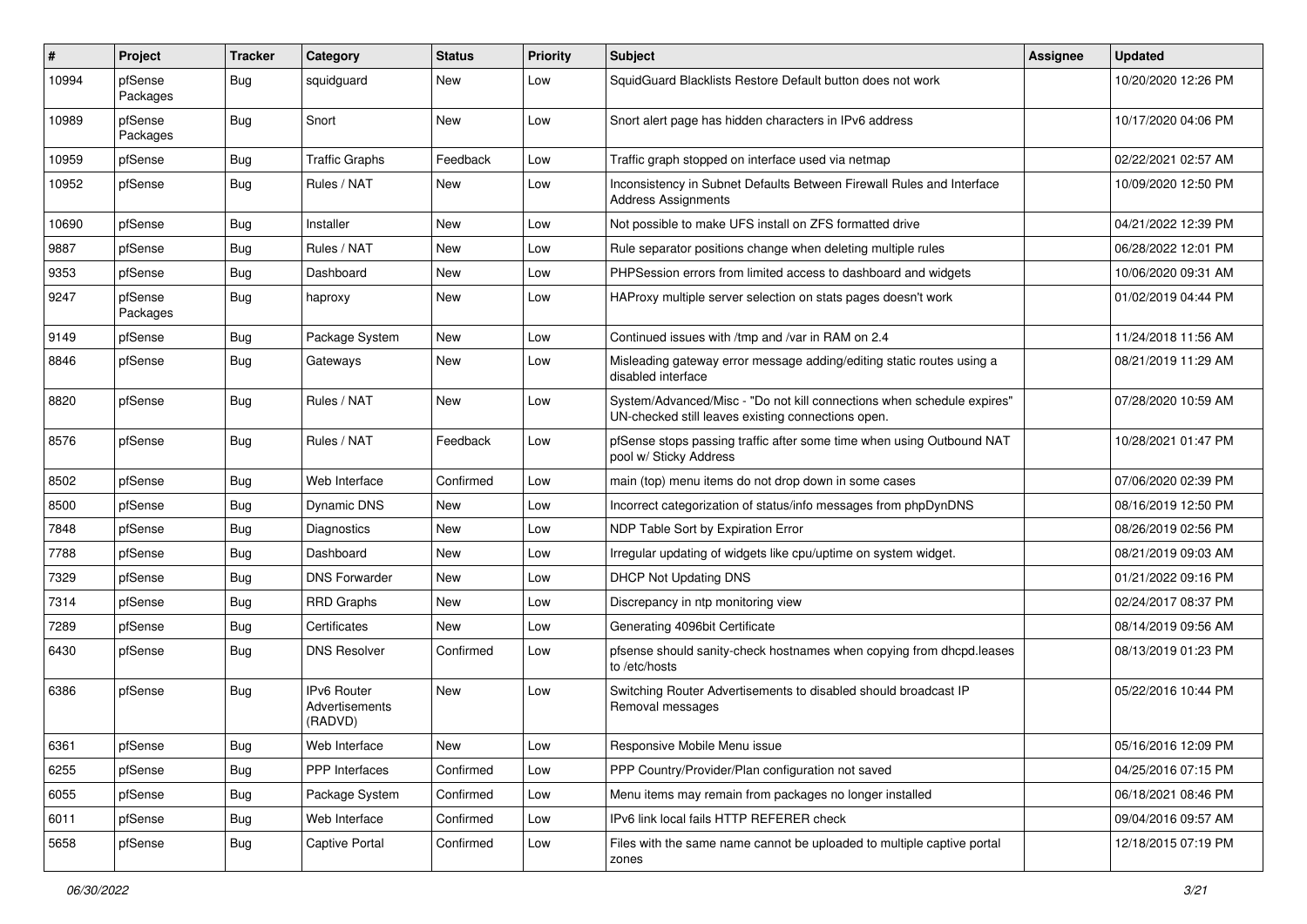| # | Project | Tracker | Category | Status | Priority | Subject | Assignee | Updated |
|---|---|---|---|---|---|---|---|---|
| 10994 | pfSense Packages | Bug | squidguard | New | Low | SquidGuard Blacklists Restore Default button does not work | | 10/20/2020 12:26 PM |
| 10989 | pfSense Packages | Bug | Snort | New | Low | Snort alert page has hidden characters in IPv6 address | | 10/17/2020 04:06 PM |
| 10959 | pfSense | Bug | Traffic Graphs | Feedback | Low | Traffic graph stopped on interface used via netmap | | 02/22/2021 02:57 AM |
| 10952 | pfSense | Bug | Rules / NAT | New | Low | Inconsistency in Subnet Defaults Between Firewall Rules and Interface Address Assignments | | 10/09/2020 12:50 PM |
| 10690 | pfSense | Bug | Installer | New | Low | Not possible to make UFS install on ZFS formatted drive | | 04/21/2022 12:39 PM |
| 9887 | pfSense | Bug | Rules / NAT | New | Low | Rule separator positions change when deleting multiple rules | | 06/28/2022 12:01 PM |
| 9353 | pfSense | Bug | Dashboard | New | Low | PHPSession errors from limited access to dashboard and widgets | | 10/06/2020 09:31 AM |
| 9247 | pfSense Packages | Bug | haproxy | New | Low | HAProxy multiple server selection on stats pages doesn't work | | 01/02/2019 04:44 PM |
| 9149 | pfSense | Bug | Package System | New | Low | Continued issues with /tmp and /var in RAM on 2.4 | | 11/24/2018 11:56 AM |
| 8846 | pfSense | Bug | Gateways | New | Low | Misleading gateway error message adding/editing static routes using a disabled interface | | 08/21/2019 11:29 AM |
| 8820 | pfSense | Bug | Rules / NAT | New | Low | System/Advanced/Misc - "Do not kill connections when schedule expires" UN-checked still leaves existing connections open. | | 07/28/2020 10:59 AM |
| 8576 | pfSense | Bug | Rules / NAT | Feedback | Low | pfSense stops passing traffic after some time when using Outbound NAT pool w/ Sticky Address | | 10/28/2021 01:47 PM |
| 8502 | pfSense | Bug | Web Interface | Confirmed | Low | main (top) menu items do not drop down in some cases | | 07/06/2020 02:39 PM |
| 8500 | pfSense | Bug | Dynamic DNS | New | Low | Incorrect categorization of status/info messages from phpDynDNS | | 08/16/2019 12:50 PM |
| 7848 | pfSense | Bug | Diagnostics | New | Low | NDP Table Sort by Expiration Error | | 08/26/2019 02:56 PM |
| 7788 | pfSense | Bug | Dashboard | New | Low | Irregular updating of widgets like cpu/uptime on system widget. | | 08/21/2019 09:03 AM |
| 7329 | pfSense | Bug | DNS Forwarder | New | Low | DHCP Not Updating DNS | | 01/21/2022 09:16 PM |
| 7314 | pfSense | Bug | RRD Graphs | New | Low | Discrepancy in ntp monitoring view | | 02/24/2017 08:37 PM |
| 7289 | pfSense | Bug | Certificates | New | Low | Generating 4096bit Certificate | | 08/14/2019 09:56 AM |
| 6430 | pfSense | Bug | DNS Resolver | Confirmed | Low | pfsense should sanity-check hostnames when copying from dhcpd.leases to /etc/hosts | | 08/13/2019 01:23 PM |
| 6386 | pfSense | Bug | IPv6 Router Advertisements (RADVD) | New | Low | Switching Router Advertisements to disabled should broadcast IP Removal messages | | 05/22/2016 10:44 PM |
| 6361 | pfSense | Bug | Web Interface | New | Low | Responsive Mobile Menu issue | | 05/16/2016 12:09 PM |
| 6255 | pfSense | Bug | PPP Interfaces | Confirmed | Low | PPP Country/Provider/Plan configuration not saved | | 04/25/2016 07:15 PM |
| 6055 | pfSense | Bug | Package System | Confirmed | Low | Menu items may remain from packages no longer installed | | 06/18/2021 08:46 PM |
| 6011 | pfSense | Bug | Web Interface | Confirmed | Low | IPv6 link local fails HTTP REFERER check | | 09/04/2016 09:57 AM |
| 5658 | pfSense | Bug | Captive Portal | Confirmed | Low | Files with the same name cannot be uploaded to multiple captive portal zones | | 12/18/2015 07:19 PM |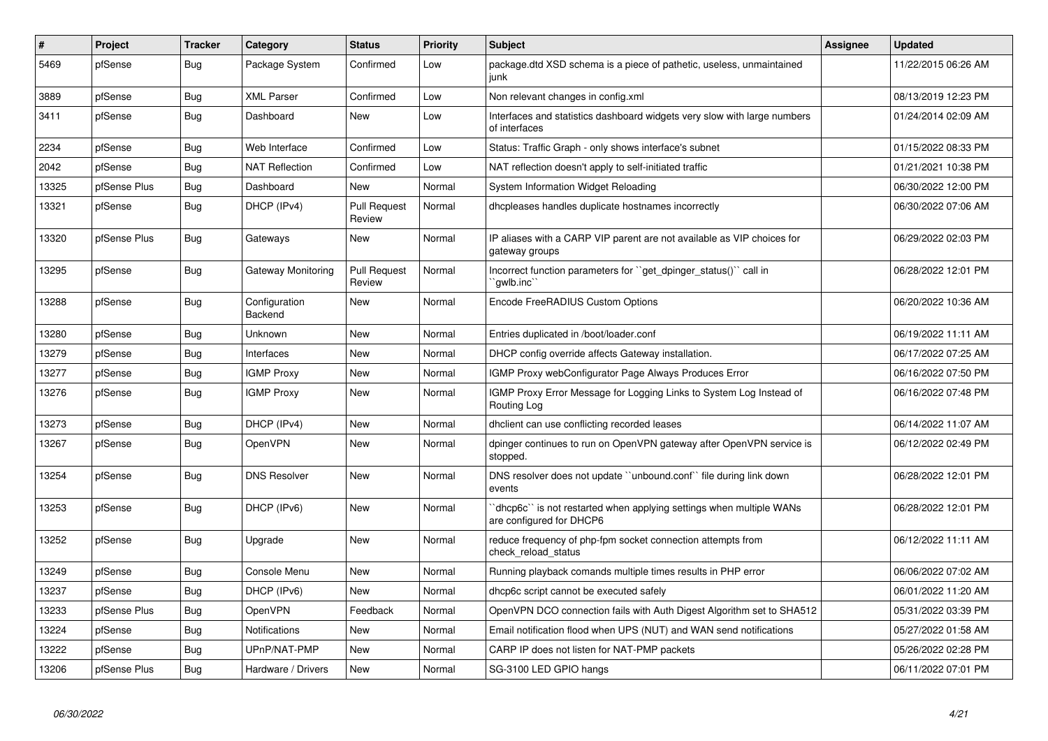| # | Project | Tracker | Category | Status | Priority | Subject | Assignee | Updated |
|---|---|---|---|---|---|---|---|---|
| 5469 | pfSense | Bug | Package System | Confirmed | Low | package.dtd XSD schema is a piece of pathetic, useless, unmaintained junk | | 11/22/2015 06:26 AM |
| 3889 | pfSense | Bug | XML Parser | Confirmed | Low | Non relevant changes in config.xml | | 08/13/2019 12:23 PM |
| 3411 | pfSense | Bug | Dashboard | New | Low | Interfaces and statistics dashboard widgets very slow with large numbers of interfaces | | 01/24/2014 02:09 AM |
| 2234 | pfSense | Bug | Web Interface | Confirmed | Low | Status: Traffic Graph - only shows interface's subnet | | 01/15/2022 08:33 PM |
| 2042 | pfSense | Bug | NAT Reflection | Confirmed | Low | NAT reflection doesn't apply to self-initiated traffic | | 01/21/2021 10:38 PM |
| 13325 | pfSense Plus | Bug | Dashboard | New | Normal | System Information Widget Reloading | | 06/30/2022 12:00 PM |
| 13321 | pfSense | Bug | DHCP (IPv4) | Pull Request Review | Normal | dhcpleases handles duplicate hostnames incorrectly | | 06/30/2022 07:06 AM |
| 13320 | pfSense Plus | Bug | Gateways | New | Normal | IP aliases with a CARP VIP parent are not available as VIP choices for gateway groups | | 06/29/2022 02:03 PM |
| 13295 | pfSense | Bug | Gateway Monitoring | Pull Request Review | Normal | Incorrect function parameters for ``get_dpinger_status()`` call in ``gwlb.inc`` | | 06/28/2022 12:01 PM |
| 13288 | pfSense | Bug | Configuration Backend | New | Normal | Encode FreeRADIUS Custom Options | | 06/20/2022 10:36 AM |
| 13280 | pfSense | Bug | Unknown | New | Normal | Entries duplicated in /boot/loader.conf | | 06/19/2022 11:11 AM |
| 13279 | pfSense | Bug | Interfaces | New | Normal | DHCP config override affects Gateway installation. | | 06/17/2022 07:25 AM |
| 13277 | pfSense | Bug | IGMP Proxy | New | Normal | IGMP Proxy webConfigurator Page Always Produces Error | | 06/16/2022 07:50 PM |
| 13276 | pfSense | Bug | IGMP Proxy | New | Normal | IGMP Proxy Error Message for Logging Links to System Log Instead of Routing Log | | 06/16/2022 07:48 PM |
| 13273 | pfSense | Bug | DHCP (IPv4) | New | Normal | dhclient can use conflicting recorded leases | | 06/14/2022 11:07 AM |
| 13267 | pfSense | Bug | OpenVPN | New | Normal | dpinger continues to run on OpenVPN gateway after OpenVPN service is stopped. | | 06/12/2022 02:49 PM |
| 13254 | pfSense | Bug | DNS Resolver | New | Normal | DNS resolver does not update ``unbound.conf`` file during link down events | | 06/28/2022 12:01 PM |
| 13253 | pfSense | Bug | DHCP (IPv6) | New | Normal | ``dhcp6c`` is not restarted when applying settings when multiple WANs are configured for DHCP6 | | 06/28/2022 12:01 PM |
| 13252 | pfSense | Bug | Upgrade | New | Normal | reduce frequency of php-fpm socket connection attempts from check_reload_status | | 06/12/2022 11:11 AM |
| 13249 | pfSense | Bug | Console Menu | New | Normal | Running playback comands multiple times results in PHP error | | 06/06/2022 07:02 AM |
| 13237 | pfSense | Bug | DHCP (IPv6) | New | Normal | dhcp6c script cannot be executed safely | | 06/01/2022 11:20 AM |
| 13233 | pfSense Plus | Bug | OpenVPN | Feedback | Normal | OpenVPN DCO connection fails with Auth Digest Algorithm set to SHA512 | | 05/31/2022 03:39 PM |
| 13224 | pfSense | Bug | Notifications | New | Normal | Email notification flood when UPS (NUT) and WAN send notifications | | 05/27/2022 01:58 AM |
| 13222 | pfSense | Bug | UPnP/NAT-PMP | New | Normal | CARP IP does not listen for NAT-PMP packets | | 05/26/2022 02:28 PM |
| 13206 | pfSense Plus | Bug | Hardware / Drivers | New | Normal | SG-3100 LED GPIO hangs | | 06/11/2022 07:01 PM |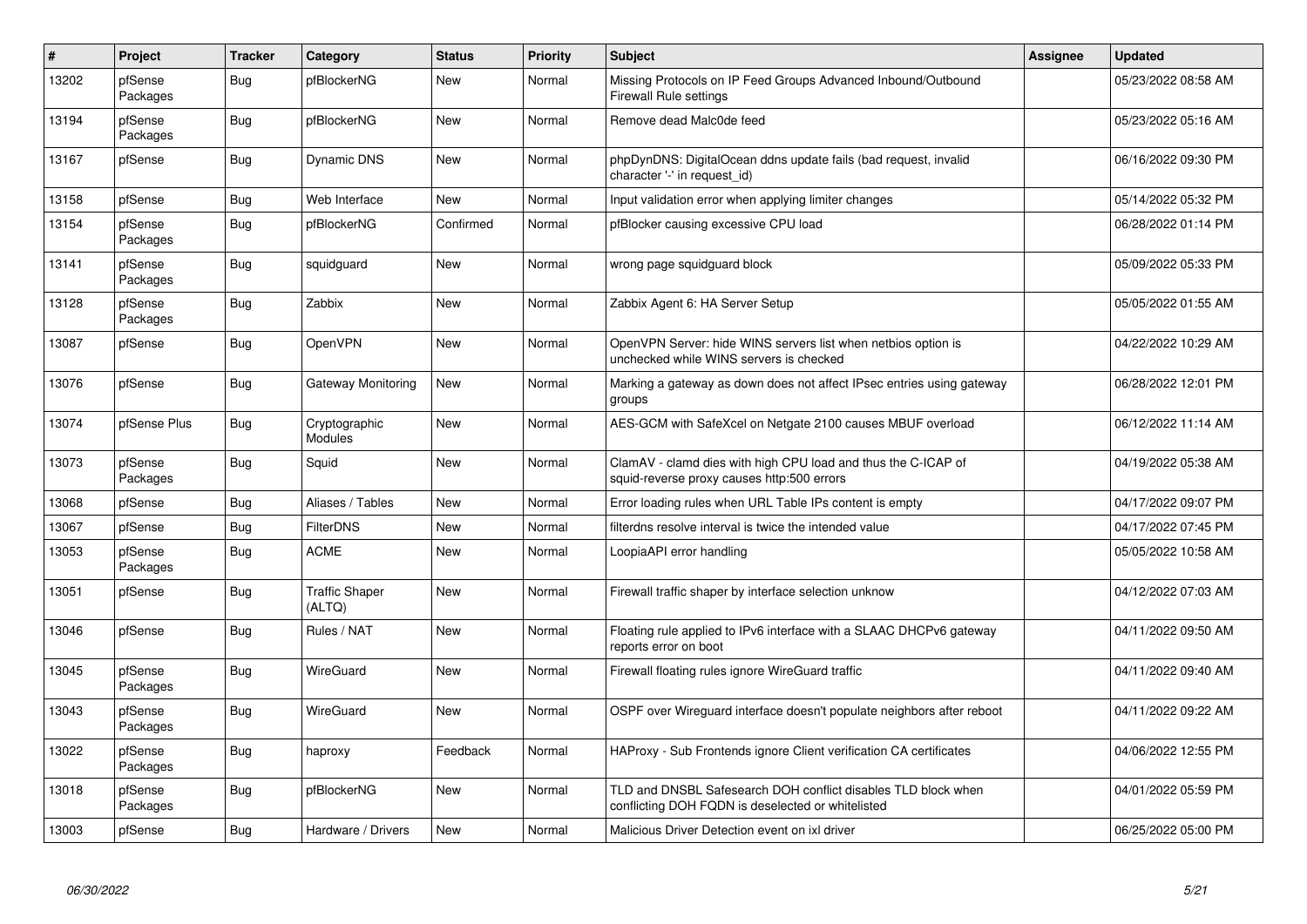| # | Project | Tracker | Category | Status | Priority | Subject | Assignee | Updated |
|---|---|---|---|---|---|---|---|---|
| 13202 | pfSense Packages | Bug | pfBlockerNG | New | Normal | Missing Protocols on IP Feed Groups Advanced Inbound/Outbound Firewall Rule settings | | 05/23/2022 08:58 AM |
| 13194 | pfSense Packages | Bug | pfBlockerNG | New | Normal | Remove dead Malc0de feed | | 05/23/2022 05:16 AM |
| 13167 | pfSense | Bug | Dynamic DNS | New | Normal | phpDynDNS: DigitalOcean ddns update fails (bad request, invalid character '-' in request_id) | | 06/16/2022 09:30 PM |
| 13158 | pfSense | Bug | Web Interface | New | Normal | Input validation error when applying limiter changes | | 05/14/2022 05:32 PM |
| 13154 | pfSense Packages | Bug | pfBlockerNG | Confirmed | Normal | pfBlocker causing excessive CPU load | | 06/28/2022 01:14 PM |
| 13141 | pfSense Packages | Bug | squidguard | New | Normal | wrong page squidguard block | | 05/09/2022 05:33 PM |
| 13128 | pfSense Packages | Bug | Zabbix | New | Normal | Zabbix Agent 6: HA Server Setup | | 05/05/2022 01:55 AM |
| 13087 | pfSense | Bug | OpenVPN | New | Normal | OpenVPN Server: hide WINS servers list when netbios option is unchecked while WINS servers is checked | | 04/22/2022 10:29 AM |
| 13076 | pfSense | Bug | Gateway Monitoring | New | Normal | Marking a gateway as down does not affect IPsec entries using gateway groups | | 06/28/2022 12:01 PM |
| 13074 | pfSense Plus | Bug | Cryptographic Modules | New | Normal | AES-GCM with SafeXcel on Netgate 2100 causes MBUF overload | | 06/12/2022 11:14 AM |
| 13073 | pfSense Packages | Bug | Squid | New | Normal | ClamAV - clamd dies with high CPU load and thus the C-ICAP of squid-reverse proxy causes http:500 errors | | 04/19/2022 05:38 AM |
| 13068 | pfSense | Bug | Aliases / Tables | New | Normal | Error loading rules when URL Table IPs content is empty | | 04/17/2022 09:07 PM |
| 13067 | pfSense | Bug | FilterDNS | New | Normal | filterdns resolve interval is twice the intended value | | 04/17/2022 07:45 PM |
| 13053 | pfSense Packages | Bug | ACME | New | Normal | LoopiaAPI error handling | | 05/05/2022 10:58 AM |
| 13051 | pfSense | Bug | Traffic Shaper (ALTQ) | New | Normal | Firewall traffic shaper by interface selection unknow | | 04/12/2022 07:03 AM |
| 13046 | pfSense | Bug | Rules / NAT | New | Normal | Floating rule applied to IPv6 interface with a SLAAC DHCPv6 gateway reports error on boot | | 04/11/2022 09:50 AM |
| 13045 | pfSense Packages | Bug | WireGuard | New | Normal | Firewall floating rules ignore WireGuard traffic | | 04/11/2022 09:40 AM |
| 13043 | pfSense Packages | Bug | WireGuard | New | Normal | OSPF over Wireguard interface doesn't populate neighbors after reboot | | 04/11/2022 09:22 AM |
| 13022 | pfSense Packages | Bug | haproxy | Feedback | Normal | HAProxy - Sub Frontends ignore Client verification CA certificates | | 04/06/2022 12:55 PM |
| 13018 | pfSense Packages | Bug | pfBlockerNG | New | Normal | TLD and DNSBL Safesearch DOH conflict disables TLD block when conflicting DOH FQDN is deselected or whitelisted | | 04/01/2022 05:59 PM |
| 13003 | pfSense | Bug | Hardware / Drivers | New | Normal | Malicious Driver Detection event on ixl driver | | 06/25/2022 05:00 PM |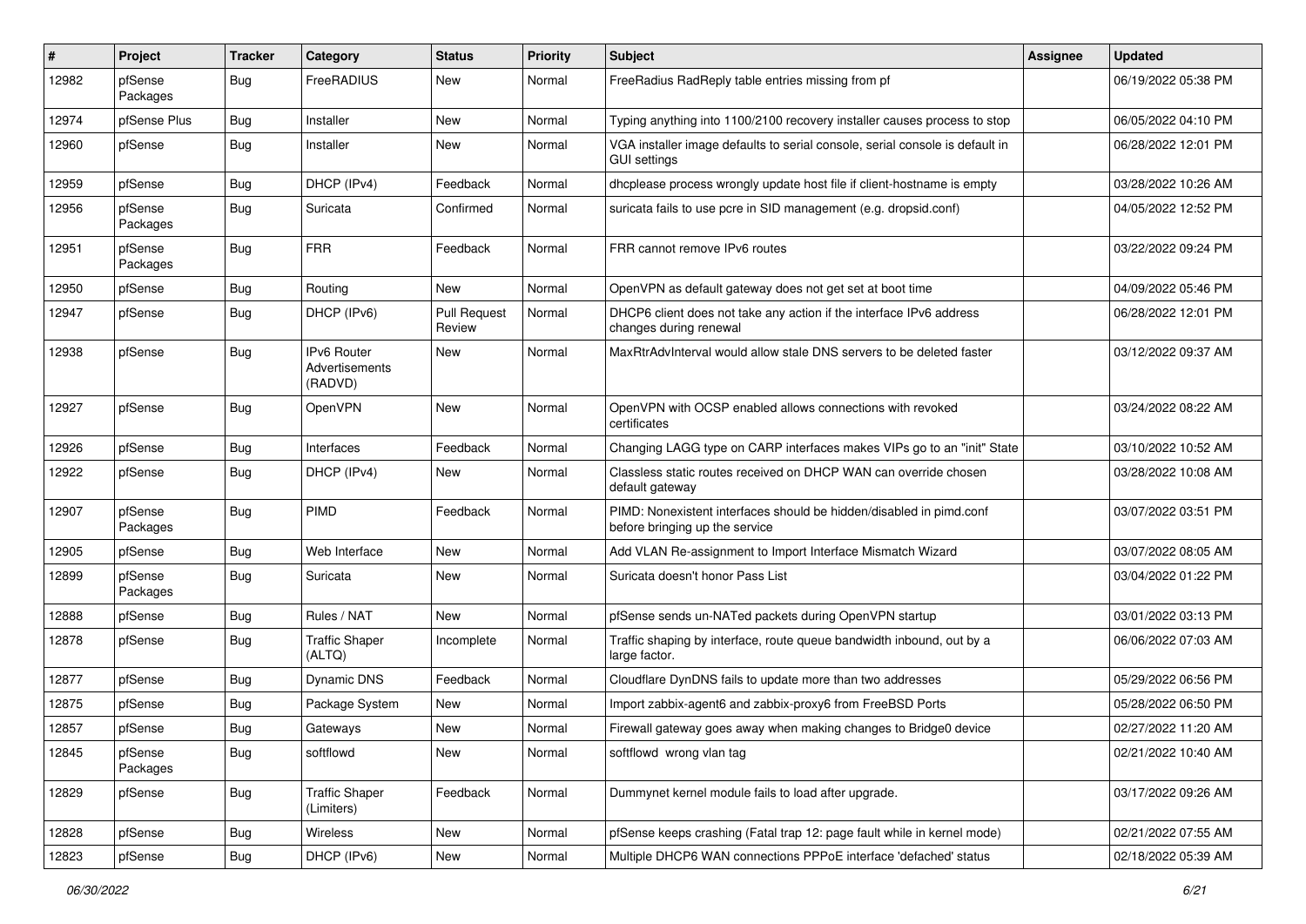| # | Project | Tracker | Category | Status | Priority | Subject | Assignee | Updated |
|---|---|---|---|---|---|---|---|---|
| 12982 | pfSense Packages | Bug | FreeRADIUS | New | Normal | FreeRadius RadReply table entries missing from pf | | 06/19/2022 05:38 PM |
| 12974 | pfSense Plus | Bug | Installer | New | Normal | Typing anything into 1100/2100 recovery installer causes process to stop | | 06/05/2022 04:10 PM |
| 12960 | pfSense | Bug | Installer | New | Normal | VGA installer image defaults to serial console, serial console is default in GUI settings | | 06/28/2022 12:01 PM |
| 12959 | pfSense | Bug | DHCP (IPv4) | Feedback | Normal | dhcplease process wrongly update host file if client-hostname is empty | | 03/28/2022 10:26 AM |
| 12956 | pfSense Packages | Bug | Suricata | Confirmed | Normal | suricata fails to use pcre in SID management (e.g. dropsid.conf) | | 04/05/2022 12:52 PM |
| 12951 | pfSense Packages | Bug | FRR | Feedback | Normal | FRR cannot remove IPv6 routes | | 03/22/2022 09:24 PM |
| 12950 | pfSense | Bug | Routing | New | Normal | OpenVPN as default gateway does not get set at boot time | | 04/09/2022 05:46 PM |
| 12947 | pfSense | Bug | DHCP (IPv6) | Pull Request Review | Normal | DHCP6 client does not take any action if the interface IPv6 address changes during renewal | | 06/28/2022 12:01 PM |
| 12938 | pfSense | Bug | IPv6 Router Advertisements (RADVD) | New | Normal | MaxRtrAdvInterval would allow stale DNS servers to be deleted faster | | 03/12/2022 09:37 AM |
| 12927 | pfSense | Bug | OpenVPN | New | Normal | OpenVPN with OCSP enabled allows connections with revoked certificates | | 03/24/2022 08:22 AM |
| 12926 | pfSense | Bug | Interfaces | Feedback | Normal | Changing LAGG type on CARP interfaces makes VIPs go to an "init" State | | 03/10/2022 10:52 AM |
| 12922 | pfSense | Bug | DHCP (IPv4) | New | Normal | Classless static routes received on DHCP WAN can override chosen default gateway | | 03/28/2022 10:08 AM |
| 12907 | pfSense Packages | Bug | PIMD | Feedback | Normal | PIMD: Nonexistent interfaces should be hidden/disabled in pimd.conf before bringing up the service | | 03/07/2022 03:51 PM |
| 12905 | pfSense | Bug | Web Interface | New | Normal | Add VLAN Re-assignment to Import Interface Mismatch Wizard | | 03/07/2022 08:05 AM |
| 12899 | pfSense Packages | Bug | Suricata | New | Normal | Suricata doesn't honor Pass List | | 03/04/2022 01:22 PM |
| 12888 | pfSense | Bug | Rules / NAT | New | Normal | pfSense sends un-NATed packets during OpenVPN startup | | 03/01/2022 03:13 PM |
| 12878 | pfSense | Bug | Traffic Shaper (ALTQ) | Incomplete | Normal | Traffic shaping by interface, route queue bandwidth inbound, out by a large factor. | | 06/06/2022 07:03 AM |
| 12877 | pfSense | Bug | Dynamic DNS | Feedback | Normal | Cloudflare DynDNS fails to update more than two addresses | | 05/29/2022 06:56 PM |
| 12875 | pfSense | Bug | Package System | New | Normal | Import zabbix-agent6 and zabbix-proxy6 from FreeBSD Ports | | 05/28/2022 06:50 PM |
| 12857 | pfSense | Bug | Gateways | New | Normal | Firewall gateway goes away when making changes to Bridge0 device | | 02/27/2022 11:20 AM |
| 12845 | pfSense Packages | Bug | softflowd | New | Normal | softflowd wrong vlan tag | | 02/21/2022 10:40 AM |
| 12829 | pfSense | Bug | Traffic Shaper (Limiters) | Feedback | Normal | Dummynet kernel module fails to load after upgrade. | | 03/17/2022 09:26 AM |
| 12828 | pfSense | Bug | Wireless | New | Normal | pfSense keeps crashing (Fatal trap 12: page fault while in kernel mode) | | 02/21/2022 07:55 AM |
| 12823 | pfSense | Bug | DHCP (IPv6) | New | Normal | Multiple DHCP6 WAN connections PPPoE interface 'defached' status | | 02/18/2022 05:39 AM |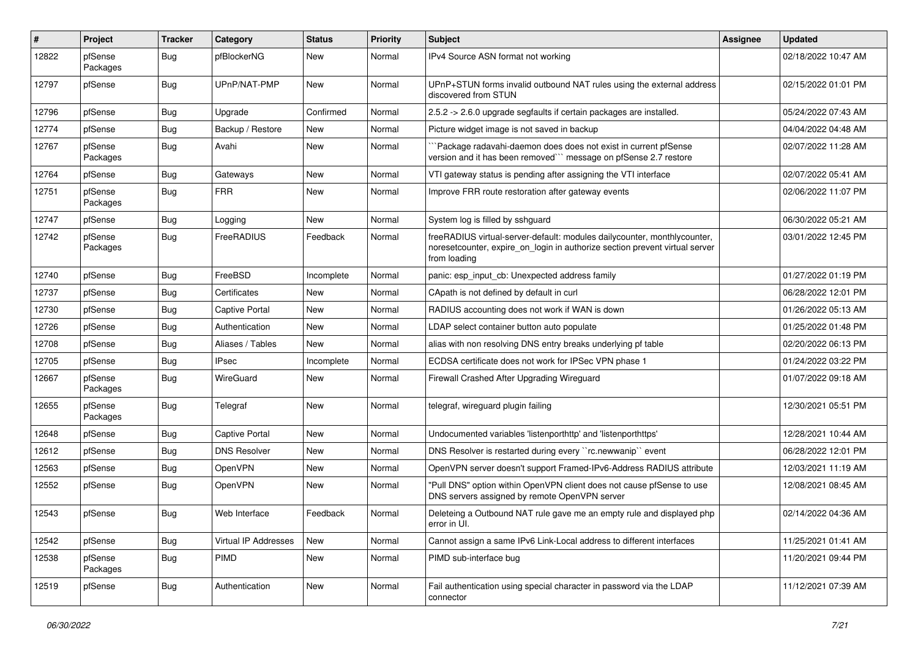| # | Project | Tracker | Category | Status | Priority | Subject | Assignee | Updated |
|---|---|---|---|---|---|---|---|---|
| 12822 | pfSense Packages | Bug | pfBlockerNG | New | Normal | IPv4 Source ASN format not working | | 02/18/2022 10:47 AM |
| 12797 | pfSense | Bug | UPnP/NAT-PMP | New | Normal | UPnP+STUN forms invalid outbound NAT rules using the external address discovered from STUN | | 02/15/2022 01:01 PM |
| 12796 | pfSense | Bug | Upgrade | Confirmed | Normal | 2.5.2 -> 2.6.0 upgrade segfaults if certain packages are installed. | | 05/24/2022 07:43 AM |
| 12774 | pfSense | Bug | Backup / Restore | New | Normal | Picture widget image is not saved in backup | | 04/04/2022 04:48 AM |
| 12767 | pfSense Packages | Bug | Avahi | New | Normal | ```Package radavahi-daemon does does not exist in current pfSense version and it has been removed``` message on pfSense 2.7 restore | | 02/07/2022 11:28 AM |
| 12764 | pfSense | Bug | Gateways | New | Normal | VTI gateway status is pending after assigning the VTI interface | | 02/07/2022 05:41 AM |
| 12751 | pfSense Packages | Bug | FRR | New | Normal | Improve FRR route restoration after gateway events | | 02/06/2022 11:07 PM |
| 12747 | pfSense | Bug | Logging | New | Normal | System log is filled by sshguard | | 06/30/2022 05:21 AM |
| 12742 | pfSense Packages | Bug | FreeRADIUS | Feedback | Normal | freeRADIUS virtual-server-default: modules dailycounter, monthlycounter, noresetcounter, expire_on_login in authorize section prevent virtual server from loading | | 03/01/2022 12:45 PM |
| 12740 | pfSense | Bug | FreeBSD | Incomplete | Normal | panic: esp_input_cb: Unexpected address family | | 01/27/2022 01:19 PM |
| 12737 | pfSense | Bug | Certificates | New | Normal | CApath is not defined by default in curl | | 06/28/2022 12:01 PM |
| 12730 | pfSense | Bug | Captive Portal | New | Normal | RADIUS accounting does not work if WAN is down | | 01/26/2022 05:13 AM |
| 12726 | pfSense | Bug | Authentication | New | Normal | LDAP select container button auto populate | | 01/25/2022 01:48 PM |
| 12708 | pfSense | Bug | Aliases / Tables | New | Normal | alias with non resolving DNS entry breaks underlying pf table | | 02/20/2022 06:13 PM |
| 12705 | pfSense | Bug | IPsec | Incomplete | Normal | ECDSA certificate does not work for IPSec VPN phase 1 | | 01/24/2022 03:22 PM |
| 12667 | pfSense Packages | Bug | WireGuard | New | Normal | Firewall Crashed After Upgrading Wireguard | | 01/07/2022 09:18 AM |
| 12655 | pfSense Packages | Bug | Telegraf | New | Normal | telegraf, wireguard plugin failing | | 12/30/2021 05:51 PM |
| 12648 | pfSense | Bug | Captive Portal | New | Normal | Undocumented variables 'listenporthttp' and 'listenporthttps' | | 12/28/2021 10:44 AM |
| 12612 | pfSense | Bug | DNS Resolver | New | Normal | DNS Resolver is restarted during every ``rc.newwanip`` event | | 06/28/2022 12:01 PM |
| 12563 | pfSense | Bug | OpenVPN | New | Normal | OpenVPN server doesn't support Framed-IPv6-Address RADIUS attribute | | 12/03/2021 11:19 AM |
| 12552 | pfSense | Bug | OpenVPN | New | Normal | "Pull DNS" option within OpenVPN client does not cause pfSense to use DNS servers assigned by remote OpenVPN server | | 12/08/2021 08:45 AM |
| 12543 | pfSense | Bug | Web Interface | Feedback | Normal | Deleteing a Outbound NAT rule gave me an empty rule and displayed php error in UI. | | 02/14/2022 04:36 AM |
| 12542 | pfSense | Bug | Virtual IP Addresses | New | Normal | Cannot assign a same IPv6 Link-Local address to different interfaces | | 11/25/2021 01:41 AM |
| 12538 | pfSense Packages | Bug | PIMD | New | Normal | PIMD sub-interface bug | | 11/20/2021 09:44 PM |
| 12519 | pfSense | Bug | Authentication | New | Normal | Fail authentication using special character in password via the LDAP connector | | 11/12/2021 07:39 AM |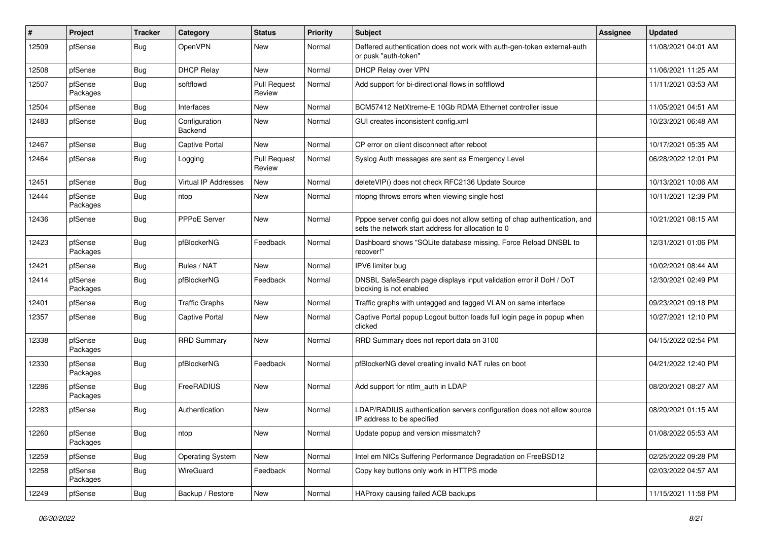| # | Project | Tracker | Category | Status | Priority | Subject | Assignee | Updated |
|---|---|---|---|---|---|---|---|---|
| 12509 | pfSense | Bug | OpenVPN | New | Normal | Deffered authentication does not work with auth-gen-token external-auth or pusk "auth-token" | | 11/08/2021 04:01 AM |
| 12508 | pfSense | Bug | DHCP Relay | New | Normal | DHCP Relay over VPN | | 11/06/2021 11:25 AM |
| 12507 | pfSense Packages | Bug | softflowd | Pull Request Review | Normal | Add support for bi-directional flows in softflowd | | 11/11/2021 03:53 AM |
| 12504 | pfSense | Bug | Interfaces | New | Normal | BCM57412 NetXtreme-E 10Gb RDMA Ethernet controller issue | | 11/05/2021 04:51 AM |
| 12483 | pfSense | Bug | Configuration Backend | New | Normal | GUI creates inconsistent config.xml | | 10/23/2021 06:48 AM |
| 12467 | pfSense | Bug | Captive Portal | New | Normal | CP error on client disconnect after reboot | | 10/17/2021 05:35 AM |
| 12464 | pfSense | Bug | Logging | Pull Request Review | Normal | Syslog Auth messages are sent as Emergency Level | | 06/28/2022 12:01 PM |
| 12451 | pfSense | Bug | Virtual IP Addresses | New | Normal | deleteVIP() does not check RFC2136 Update Source | | 10/13/2021 10:06 AM |
| 12444 | pfSense Packages | Bug | ntop | New | Normal | ntopng throws errors when viewing single host | | 10/11/2021 12:39 PM |
| 12436 | pfSense | Bug | PPPoE Server | New | Normal | Pppoe server config gui does not allow setting of chap authentication, and sets the network start address for allocation to 0 | | 10/21/2021 08:15 AM |
| 12423 | pfSense Packages | Bug | pfBlockerNG | Feedback | Normal | Dashboard shows "SQLite database missing, Force Reload DNSBL to recover!" | | 12/31/2021 01:06 PM |
| 12421 | pfSense | Bug | Rules / NAT | New | Normal | IPV6 limiter bug | | 10/02/2021 08:44 AM |
| 12414 | pfSense Packages | Bug | pfBlockerNG | Feedback | Normal | DNSBL SafeSearch page displays input validation error if DoH / DoT blocking is not enabled | | 12/30/2021 02:49 PM |
| 12401 | pfSense | Bug | Traffic Graphs | New | Normal | Traffic graphs with untagged and tagged VLAN on same interface | | 09/23/2021 09:18 PM |
| 12357 | pfSense | Bug | Captive Portal | New | Normal | Captive Portal popup Logout button loads full login page in popup when clicked | | 10/27/2021 12:10 PM |
| 12338 | pfSense Packages | Bug | RRD Summary | New | Normal | RRD Summary does not report data on 3100 | | 04/15/2022 02:54 PM |
| 12330 | pfSense Packages | Bug | pfBlockerNG | Feedback | Normal | pfBlockerNG devel creating invalid NAT rules on boot | | 04/21/2022 12:40 PM |
| 12286 | pfSense Packages | Bug | FreeRADIUS | New | Normal | Add support for ntlm_auth in LDAP | | 08/20/2021 08:27 AM |
| 12283 | pfSense | Bug | Authentication | New | Normal | LDAP/RADIUS authentication servers configuration does not allow source IP address to be specified | | 08/20/2021 01:15 AM |
| 12260 | pfSense Packages | Bug | ntop | New | Normal | Update popup and version missmatch? | | 01/08/2022 05:53 AM |
| 12259 | pfSense | Bug | Operating System | New | Normal | Intel em NICs Suffering Performance Degradation on FreeBSD12 | | 02/25/2022 09:28 PM |
| 12258 | pfSense Packages | Bug | WireGuard | Feedback | Normal | Copy key buttons only work in HTTPS mode | | 02/03/2022 04:57 AM |
| 12249 | pfSense | Bug | Backup / Restore | New | Normal | HAProxy causing failed ACB backups | | 11/15/2021 11:58 PM |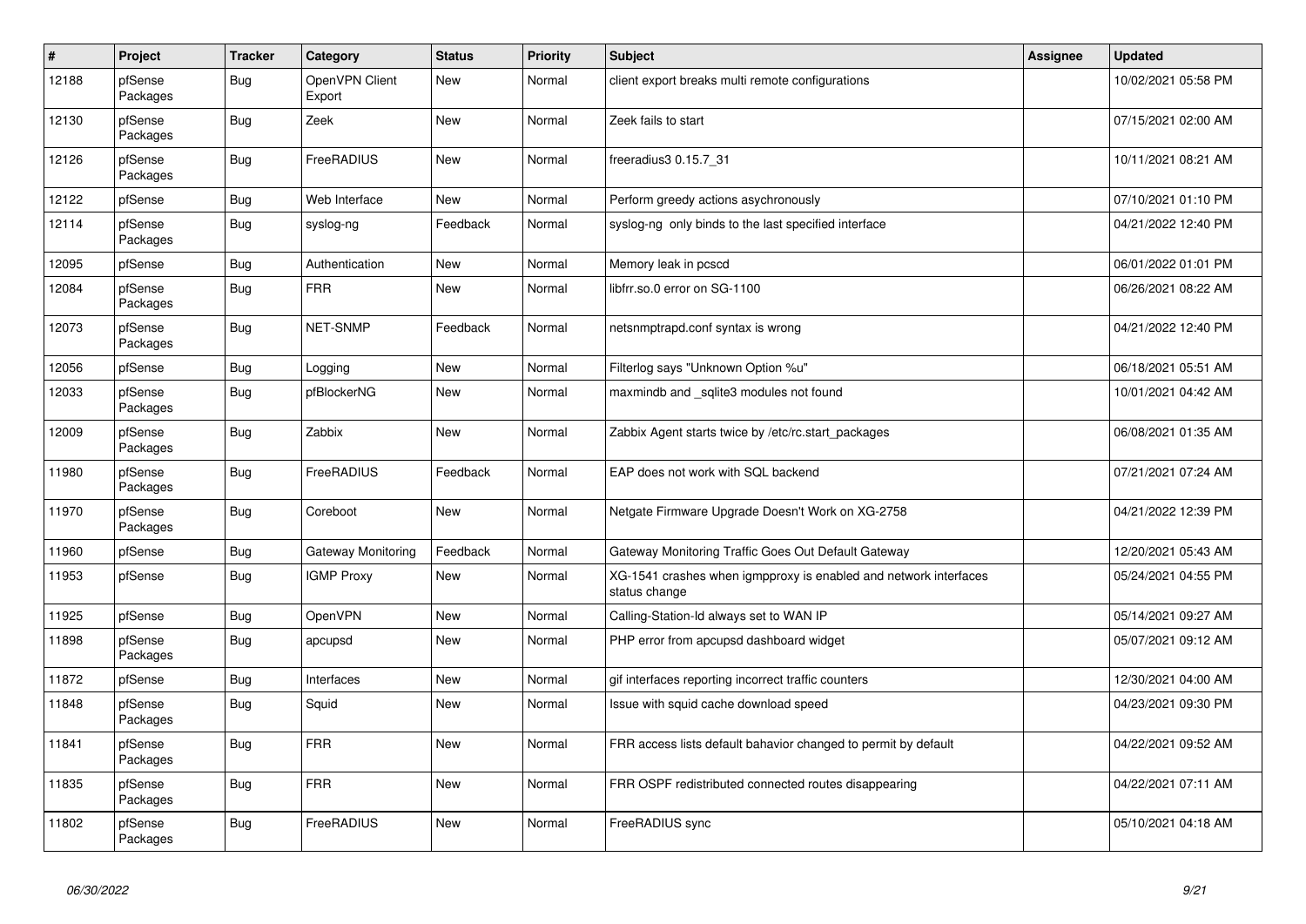| # | Project | Tracker | Category | Status | Priority | Subject | Assignee | Updated |
|---|---|---|---|---|---|---|---|---|
| 12188 | pfSense Packages | Bug | OpenVPN Client Export | New | Normal | client export breaks multi remote configurations | | 10/02/2021 05:58 PM |
| 12130 | pfSense Packages | Bug | Zeek | New | Normal | Zeek fails to start | | 07/15/2021 02:00 AM |
| 12126 | pfSense Packages | Bug | FreeRADIUS | New | Normal | freeradius3 0.15.7_31 | | 10/11/2021 08:21 AM |
| 12122 | pfSense | Bug | Web Interface | New | Normal | Perform greedy actions asychronously | | 07/10/2021 01:10 PM |
| 12114 | pfSense Packages | Bug | syslog-ng | Feedback | Normal | syslog-ng only binds to the last specified interface | | 04/21/2022 12:40 PM |
| 12095 | pfSense | Bug | Authentication | New | Normal | Memory leak in pcscd | | 06/01/2022 01:01 PM |
| 12084 | pfSense Packages | Bug | FRR | New | Normal | libfrr.so.0 error on SG-1100 | | 06/26/2021 08:22 AM |
| 12073 | pfSense Packages | Bug | NET-SNMP | Feedback | Normal | netsnmptrapd.conf syntax is wrong | | 04/21/2022 12:40 PM |
| 12056 | pfSense | Bug | Logging | New | Normal | Filterlog says "Unknown Option %u" | | 06/18/2021 05:51 AM |
| 12033 | pfSense Packages | Bug | pfBlockerNG | New | Normal | maxmindb and _sqlite3 modules not found | | 10/01/2021 04:42 AM |
| 12009 | pfSense Packages | Bug | Zabbix | New | Normal | Zabbix Agent starts twice by /etc/rc.start_packages | | 06/08/2021 01:35 AM |
| 11980 | pfSense Packages | Bug | FreeRADIUS | Feedback | Normal | EAP does not work with SQL backend | | 07/21/2021 07:24 AM |
| 11970 | pfSense Packages | Bug | Coreboot | New | Normal | Netgate Firmware Upgrade Doesn't Work on XG-2758 | | 04/21/2022 12:39 PM |
| 11960 | pfSense | Bug | Gateway Monitoring | Feedback | Normal | Gateway Monitoring Traffic Goes Out Default Gateway | | 12/20/2021 05:43 AM |
| 11953 | pfSense | Bug | IGMP Proxy | New | Normal | XG-1541 crashes when igmpproxy is enabled and network interfaces status change | | 05/24/2021 04:55 PM |
| 11925 | pfSense | Bug | OpenVPN | New | Normal | Calling-Station-Id always set to WAN IP | | 05/14/2021 09:27 AM |
| 11898 | pfSense Packages | Bug | apcupsd | New | Normal | PHP error from apcupsd dashboard widget | | 05/07/2021 09:12 AM |
| 11872 | pfSense | Bug | Interfaces | New | Normal | gif interfaces reporting incorrect traffic counters | | 12/30/2021 04:00 AM |
| 11848 | pfSense Packages | Bug | Squid | New | Normal | Issue with squid cache download speed | | 04/23/2021 09:30 PM |
| 11841 | pfSense Packages | Bug | FRR | New | Normal | FRR access lists default bahavior changed to permit by default | | 04/22/2021 09:52 AM |
| 11835 | pfSense Packages | Bug | FRR | New | Normal | FRR OSPF redistributed connected routes disappearing | | 04/22/2021 07:11 AM |
| 11802 | pfSense Packages | Bug | FreeRADIUS | New | Normal | FreeRADIUS sync | | 05/10/2021 04:18 AM |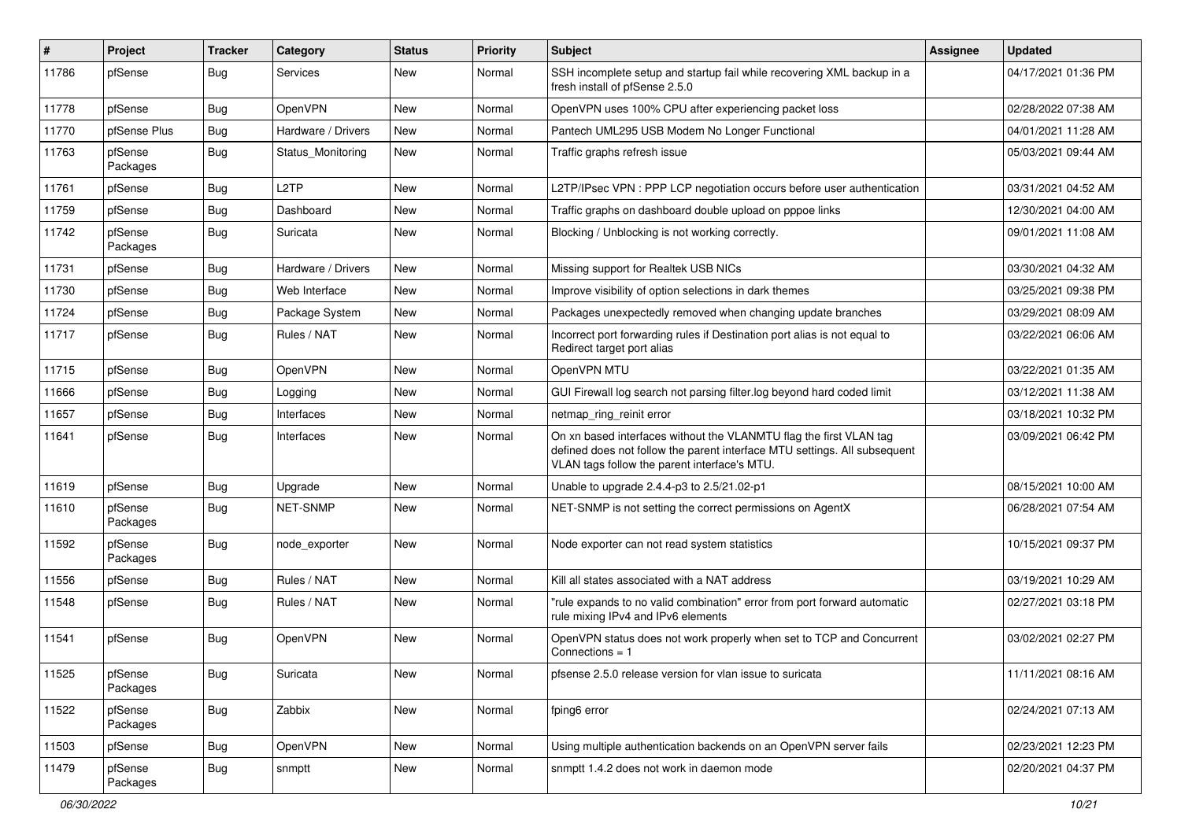| # | Project | Tracker | Category | Status | Priority | Subject | Assignee | Updated |
|---|---|---|---|---|---|---|---|---|
| 11786 | pfSense | Bug | Services | New | Normal | SSH incomplete setup and startup fail while recovering XML backup in a fresh install of pfSense 2.5.0 | | 04/17/2021 01:36 PM |
| 11778 | pfSense | Bug | OpenVPN | New | Normal | OpenVPN uses 100% CPU after experiencing packet loss | | 02/28/2022 07:38 AM |
| 11770 | pfSense Plus | Bug | Hardware / Drivers | New | Normal | Pantech UML295 USB Modem No Longer Functional | | 04/01/2021 11:28 AM |
| 11763 | pfSense Packages | Bug | Status_Monitoring | New | Normal | Traffic graphs refresh issue | | 05/03/2021 09:44 AM |
| 11761 | pfSense | Bug | L2TP | New | Normal | L2TP/IPsec VPN : PPP LCP negotiation occurs before user authentication | | 03/31/2021 04:52 AM |
| 11759 | pfSense | Bug | Dashboard | New | Normal | Traffic graphs on dashboard double upload on pppoe links | | 12/30/2021 04:00 AM |
| 11742 | pfSense Packages | Bug | Suricata | New | Normal | Blocking / Unblocking is not working correctly. | | 09/01/2021 11:08 AM |
| 11731 | pfSense | Bug | Hardware / Drivers | New | Normal | Missing support for Realtek USB NICs | | 03/30/2021 04:32 AM |
| 11730 | pfSense | Bug | Web Interface | New | Normal | Improve visibility of option selections in dark themes | | 03/25/2021 09:38 PM |
| 11724 | pfSense | Bug | Package System | New | Normal | Packages unexpectedly removed when changing update branches | | 03/29/2021 08:09 AM |
| 11717 | pfSense | Bug | Rules / NAT | New | Normal | Incorrect port forwarding rules if Destination port alias is not equal to Redirect target port alias | | 03/22/2021 06:06 AM |
| 11715 | pfSense | Bug | OpenVPN | New | Normal | OpenVPN MTU | | 03/22/2021 01:35 AM |
| 11666 | pfSense | Bug | Logging | New | Normal | GUI Firewall log search not parsing filter.log beyond hard coded limit | | 03/12/2021 11:38 AM |
| 11657 | pfSense | Bug | Interfaces | New | Normal | netmap_ring_reinit error | | 03/18/2021 10:32 PM |
| 11641 | pfSense | Bug | Interfaces | New | Normal | On xn based interfaces without the VLANMTU flag the first VLAN tag defined does not follow the parent interface MTU settings. All subsequent VLAN tags follow the parent interface's MTU. | | 03/09/2021 06:42 PM |
| 11619 | pfSense | Bug | Upgrade | New | Normal | Unable to upgrade 2.4.4-p3 to 2.5/21.02-p1 | | 08/15/2021 10:00 AM |
| 11610 | pfSense Packages | Bug | NET-SNMP | New | Normal | NET-SNMP is not setting the correct permissions on AgentX | | 06/28/2021 07:54 AM |
| 11592 | pfSense Packages | Bug | node_exporter | New | Normal | Node exporter can not read system statistics | | 10/15/2021 09:37 PM |
| 11556 | pfSense | Bug | Rules / NAT | New | Normal | Kill all states associated with a NAT address | | 03/19/2021 10:29 AM |
| 11548 | pfSense | Bug | Rules / NAT | New | Normal | "rule expands to no valid combination" error from port forward automatic rule mixing IPv4 and IPv6 elements | | 02/27/2021 03:18 PM |
| 11541 | pfSense | Bug | OpenVPN | New | Normal | OpenVPN status does not work properly when set to TCP and Concurrent Connections = 1 | | 03/02/2021 02:27 PM |
| 11525 | pfSense Packages | Bug | Suricata | New | Normal | pfsense 2.5.0 release version for vlan issue to suricata | | 11/11/2021 08:16 AM |
| 11522 | pfSense Packages | Bug | Zabbix | New | Normal | fping6 error | | 02/24/2021 07:13 AM |
| 11503 | pfSense | Bug | OpenVPN | New | Normal | Using multiple authentication backends on an OpenVPN server fails | | 02/23/2021 12:23 PM |
| 11479 | pfSense Packages | Bug | snmptt | New | Normal | snmptt 1.4.2 does not work in daemon mode | | 02/20/2021 04:37 PM |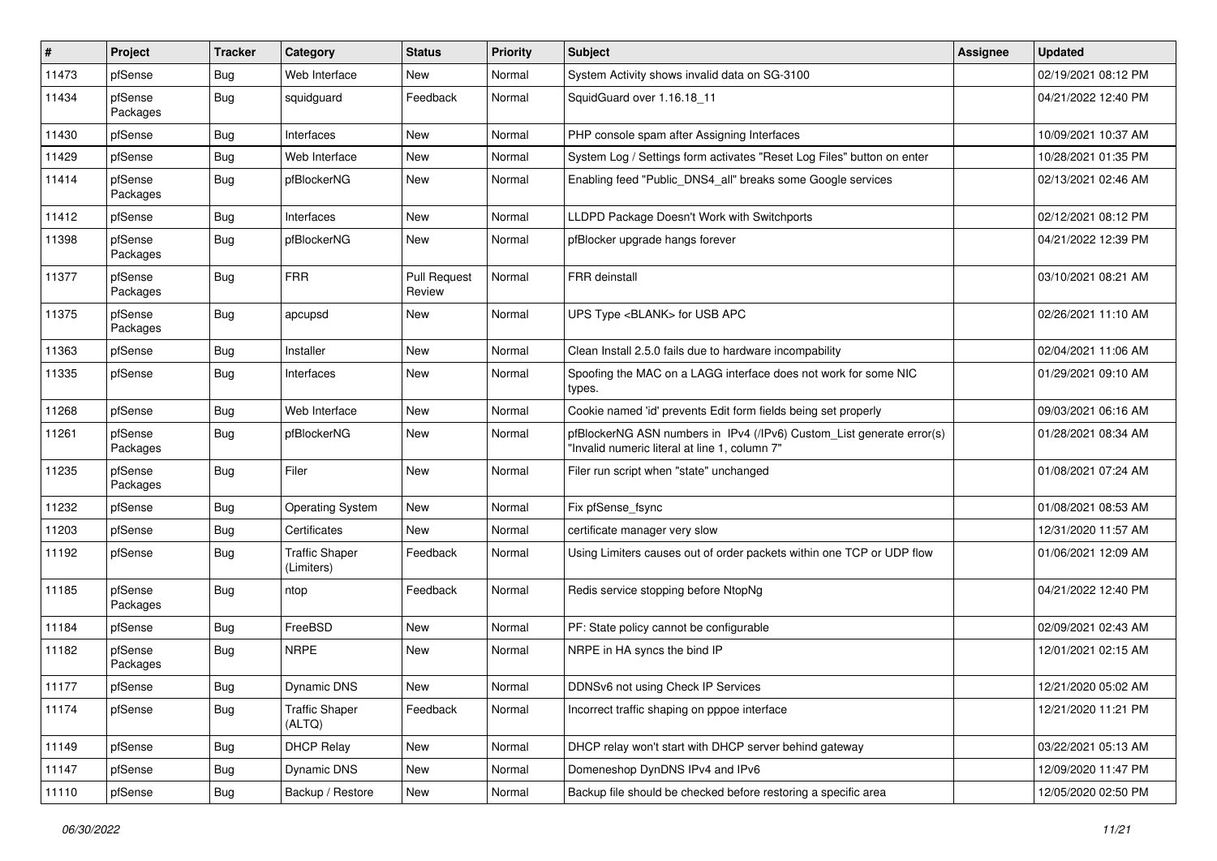| # | Project | Tracker | Category | Status | Priority | Subject | Assignee | Updated |
|---|---|---|---|---|---|---|---|---|
| 11473 | pfSense | Bug | Web Interface | New | Normal | System Activity shows invalid data on SG-3100 | | 02/19/2021 08:12 PM |
| 11434 | pfSense Packages | Bug | squidguard | Feedback | Normal | SquidGuard over 1.16.18_11 | | 04/21/2022 12:40 PM |
| 11430 | pfSense | Bug | Interfaces | New | Normal | PHP console spam after Assigning Interfaces | | 10/09/2021 10:37 AM |
| 11429 | pfSense | Bug | Web Interface | New | Normal | System Log / Settings form activates "Reset Log Files" button on enter | | 10/28/2021 01:35 PM |
| 11414 | pfSense Packages | Bug | pfBlockerNG | New | Normal | Enabling feed "Public_DNS4_all" breaks some Google services | | 02/13/2021 02:46 AM |
| 11412 | pfSense | Bug | Interfaces | New | Normal | LLDPD Package Doesn't Work with Switchports | | 02/12/2021 08:12 PM |
| 11398 | pfSense Packages | Bug | pfBlockerNG | New | Normal | pfBlocker upgrade hangs forever | | 04/21/2022 12:39 PM |
| 11377 | pfSense Packages | Bug | FRR | Pull Request Review | Normal | FRR deinstall | | 03/10/2021 08:21 AM |
| 11375 | pfSense Packages | Bug | apcupsd | New | Normal | UPS Type <BLANK> for USB APC | | 02/26/2021 11:10 AM |
| 11363 | pfSense | Bug | Installer | New | Normal | Clean Install 2.5.0 fails due to hardware incompability | | 02/04/2021 11:06 AM |
| 11335 | pfSense | Bug | Interfaces | New | Normal | Spoofing the MAC on a LAGG interface does not work for some NIC types. | | 01/29/2021 09:10 AM |
| 11268 | pfSense | Bug | Web Interface | New | Normal | Cookie named 'id' prevents Edit form fields being set properly | | 09/03/2021 06:16 AM |
| 11261 | pfSense Packages | Bug | pfBlockerNG | New | Normal | pfBlockerNG ASN numbers in IPv4 (/IPv6) Custom_List generate error(s) "Invalid numeric literal at line 1, column 7" | | 01/28/2021 08:34 AM |
| 11235 | pfSense Packages | Bug | Filer | New | Normal | Filer run script when "state" unchanged | | 01/08/2021 07:24 AM |
| 11232 | pfSense | Bug | Operating System | New | Normal | Fix pfSense_fsync | | 01/08/2021 08:53 AM |
| 11203 | pfSense | Bug | Certificates | New | Normal | certificate manager very slow | | 12/31/2020 11:57 AM |
| 11192 | pfSense | Bug | Traffic Shaper (Limiters) | Feedback | Normal | Using Limiters causes out of order packets within one TCP or UDP flow | | 01/06/2021 12:09 AM |
| 11185 | pfSense Packages | Bug | ntop | Feedback | Normal | Redis service stopping before NtopNg | | 04/21/2022 12:40 PM |
| 11184 | pfSense | Bug | FreeBSD | New | Normal | PF: State policy cannot be configurable | | 02/09/2021 02:43 AM |
| 11182 | pfSense Packages | Bug | NRPE | New | Normal | NRPE in HA syncs the bind IP | | 12/01/2021 02:15 AM |
| 11177 | pfSense | Bug | Dynamic DNS | New | Normal | DDNSv6 not using Check IP Services | | 12/21/2020 05:02 AM |
| 11174 | pfSense | Bug | Traffic Shaper (ALTQ) | Feedback | Normal | Incorrect traffic shaping on pppoe interface | | 12/21/2020 11:21 PM |
| 11149 | pfSense | Bug | DHCP Relay | New | Normal | DHCP relay won't start with DHCP server behind gateway | | 03/22/2021 05:13 AM |
| 11147 | pfSense | Bug | Dynamic DNS | New | Normal | Domeneshop DynDNS IPv4 and IPv6 | | 12/09/2020 11:47 PM |
| 11110 | pfSense | Bug | Backup / Restore | New | Normal | Backup file should be checked before restoring a specific area | | 12/05/2020 02:50 PM |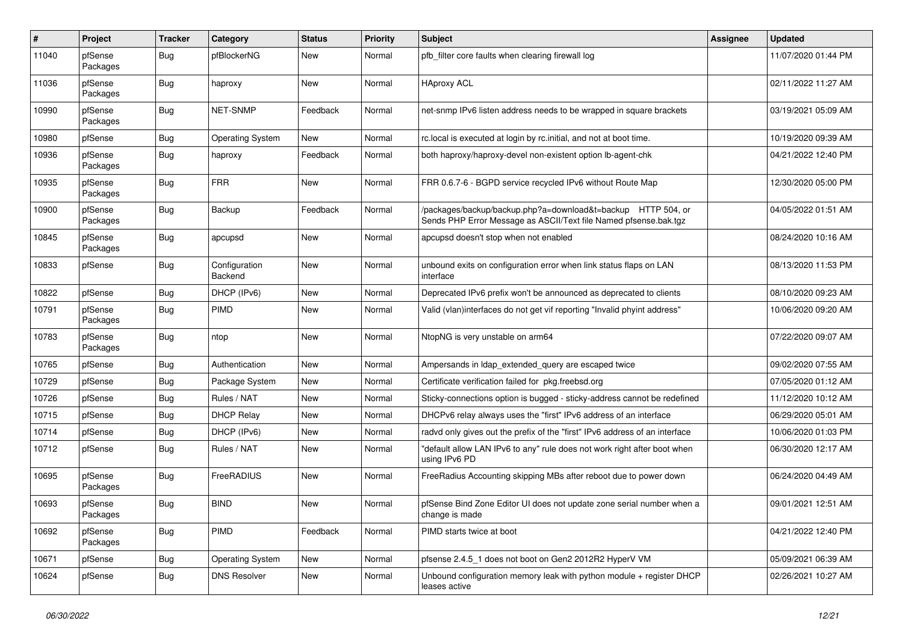| # | Project | Tracker | Category | Status | Priority | Subject | Assignee | Updated |
|---|---|---|---|---|---|---|---|---|
| 11040 | pfSense Packages | Bug | pfBlockerNG | New | Normal | pfb_filter core faults when clearing firewall log | | 11/07/2020 01:44 PM |
| 11036 | pfSense Packages | Bug | haproxy | New | Normal | HAproxy ACL | | 02/11/2022 11:27 AM |
| 10990 | pfSense Packages | Bug | NET-SNMP | Feedback | Normal | net-snmp IPv6 listen address needs to be wrapped in square brackets | | 03/19/2021 05:09 AM |
| 10980 | pfSense | Bug | Operating System | New | Normal | rc.local is executed at login by rc.initial, and not at boot time. | | 10/19/2020 09:39 AM |
| 10936 | pfSense Packages | Bug | haproxy | Feedback | Normal | both haproxy/haproxy-devel non-existent option lb-agent-chk | | 04/21/2022 12:40 PM |
| 10935 | pfSense Packages | Bug | FRR | New | Normal | FRR 0.6.7-6 - BGPD service recycled IPv6 without Route Map | | 12/30/2020 05:00 PM |
| 10900 | pfSense Packages | Bug | Backup | Feedback | Normal | /packages/backup/backup.php?a=download&t=backup HTTP 504, or Sends PHP Error Message as ASCII/Text file Named pfsense.bak.tgz | | 04/05/2022 01:51 AM |
| 10845 | pfSense Packages | Bug | apcupsd | New | Normal | apcupsd doesn't stop when not enabled | | 08/24/2020 10:16 AM |
| 10833 | pfSense | Bug | Configuration Backend | New | Normal | unbound exits on configuration error when link status flaps on LAN interface | | 08/13/2020 11:53 PM |
| 10822 | pfSense | Bug | DHCP (IPv6) | New | Normal | Deprecated IPv6 prefix won't be announced as deprecated to clients | | 08/10/2020 09:23 AM |
| 10791 | pfSense Packages | Bug | PIMD | New | Normal | Valid (vlan)interfaces do not get vif reporting "Invalid phyint address" | | 10/06/2020 09:20 AM |
| 10783 | pfSense Packages | Bug | ntop | New | Normal | NtopNG is very unstable on arm64 | | 07/22/2020 09:07 AM |
| 10765 | pfSense | Bug | Authentication | New | Normal | Ampersands in ldap_extended_query are escaped twice | | 09/02/2020 07:55 AM |
| 10729 | pfSense | Bug | Package System | New | Normal | Certificate verification failed for pkg.freebsd.org | | 07/05/2020 01:12 AM |
| 10726 | pfSense | Bug | Rules / NAT | New | Normal | Sticky-connections option is bugged - sticky-address cannot be redefined | | 11/12/2020 10:12 AM |
| 10715 | pfSense | Bug | DHCP Relay | New | Normal | DHCPv6 relay always uses the "first" IPv6 address of an interface | | 06/29/2020 05:01 AM |
| 10714 | pfSense | Bug | DHCP (IPv6) | New | Normal | radvd only gives out the prefix of the "first" IPv6 address of an interface | | 10/06/2020 01:03 PM |
| 10712 | pfSense | Bug | Rules / NAT | New | Normal | "default allow LAN IPv6 to any" rule does not work right after boot when using IPv6 PD | | 06/30/2020 12:17 AM |
| 10695 | pfSense Packages | Bug | FreeRADIUS | New | Normal | FreeRadius Accounting skipping MBs after reboot due to power down | | 06/24/2020 04:49 AM |
| 10693 | pfSense Packages | Bug | BIND | New | Normal | pfSense Bind Zone Editor UI does not update zone serial number when a change is made | | 09/01/2021 12:51 AM |
| 10692 | pfSense Packages | Bug | PIMD | Feedback | Normal | PIMD starts twice at boot | | 04/21/2022 12:40 PM |
| 10671 | pfSense | Bug | Operating System | New | Normal | pfsense 2.4.5_1 does not boot on Gen2 2012R2 HyperV VM | | 05/09/2021 06:39 AM |
| 10624 | pfSense | Bug | DNS Resolver | New | Normal | Unbound configuration memory leak with python module + register DHCP leases active | | 02/26/2021 10:27 AM |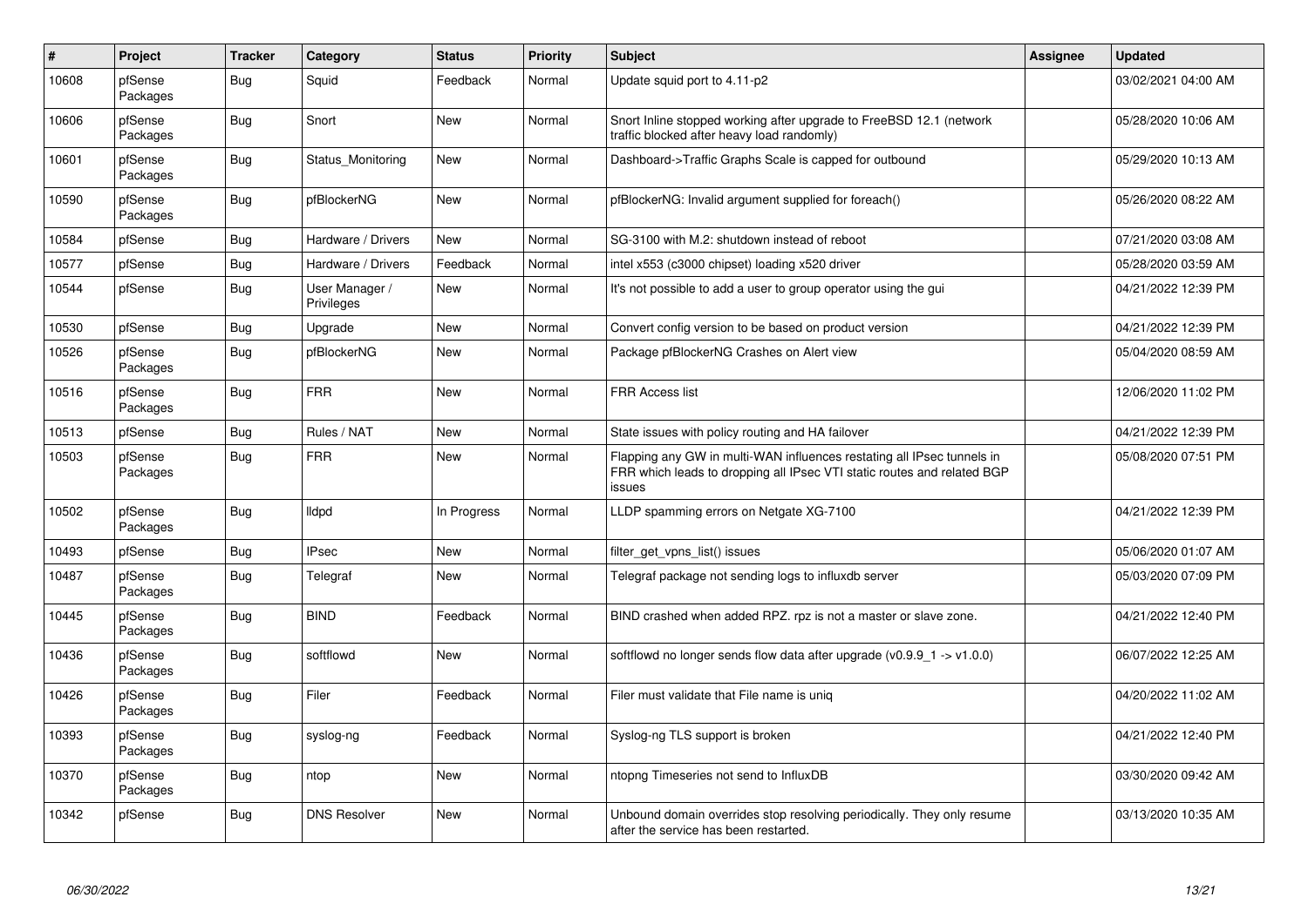| # | Project | Tracker | Category | Status | Priority | Subject | Assignee | Updated |
|---|---|---|---|---|---|---|---|---|
| 10608 | pfSense Packages | Bug | Squid | Feedback | Normal | Update squid port to 4.11-p2 | | 03/02/2021 04:00 AM |
| 10606 | pfSense Packages | Bug | Snort | New | Normal | Snort Inline stopped working after upgrade to FreeBSD 12.1 (network traffic blocked after heavy load randomly) | | 05/28/2020 10:06 AM |
| 10601 | pfSense Packages | Bug | Status_Monitoring | New | Normal | Dashboard->Traffic Graphs Scale is capped for outbound | | 05/29/2020 10:13 AM |
| 10590 | pfSense Packages | Bug | pfBlockerNG | New | Normal | pfBlockerNG: Invalid argument supplied for foreach() | | 05/26/2020 08:22 AM |
| 10584 | pfSense | Bug | Hardware / Drivers | New | Normal | SG-3100 with M.2: shutdown instead of reboot | | 07/21/2020 03:08 AM |
| 10577 | pfSense | Bug | Hardware / Drivers | Feedback | Normal | intel x553 (c3000 chipset) loading x520 driver | | 05/28/2020 03:59 AM |
| 10544 | pfSense | Bug | User Manager / Privileges | New | Normal | It's not possible to add a user to group operator using the gui | | 04/21/2022 12:39 PM |
| 10530 | pfSense | Bug | Upgrade | New | Normal | Convert config version to be based on product version | | 04/21/2022 12:39 PM |
| 10526 | pfSense Packages | Bug | pfBlockerNG | New | Normal | Package pfBlockerNG Crashes on Alert view | | 05/04/2020 08:59 AM |
| 10516 | pfSense Packages | Bug | FRR | New | Normal | FRR Access list | | 12/06/2020 11:02 PM |
| 10513 | pfSense | Bug | Rules / NAT | New | Normal | State issues with policy routing and HA failover | | 04/21/2022 12:39 PM |
| 10503 | pfSense Packages | Bug | FRR | New | Normal | Flapping any GW in multi-WAN influences restating all IPsec tunnels in FRR which leads to dropping all IPsec VTI static routes and related BGP issues | | 05/08/2020 07:51 PM |
| 10502 | pfSense Packages | Bug | lldpd | In Progress | Normal | LLDP spamming errors on Netgate XG-7100 | | 04/21/2022 12:39 PM |
| 10493 | pfSense | Bug | IPsec | New | Normal | filter_get_vpns_list() issues | | 05/06/2020 01:07 AM |
| 10487 | pfSense Packages | Bug | Telegraf | New | Normal | Telegraf package not sending logs to influxdb server | | 05/03/2020 07:09 PM |
| 10445 | pfSense Packages | Bug | BIND | Feedback | Normal | BIND crashed when added RPZ. rpz is not a master or slave zone. | | 04/21/2022 12:40 PM |
| 10436 | pfSense Packages | Bug | softflowd | New | Normal | softflowd no longer sends flow data after upgrade (v0.9.9_1 -> v1.0.0) | | 06/07/2022 12:25 AM |
| 10426 | pfSense Packages | Bug | Filer | Feedback | Normal | Filer must validate that File name is uniq | | 04/20/2022 11:02 AM |
| 10393 | pfSense Packages | Bug | syslog-ng | Feedback | Normal | Syslog-ng TLS support is broken | | 04/21/2022 12:40 PM |
| 10370 | pfSense Packages | Bug | ntop | New | Normal | ntopng Timeseries not send to InfluxDB | | 03/30/2020 09:42 AM |
| 10342 | pfSense | Bug | DNS Resolver | New | Normal | Unbound domain overrides stop resolving periodically. They only resume after the service has been restarted. | | 03/13/2020 10:35 AM |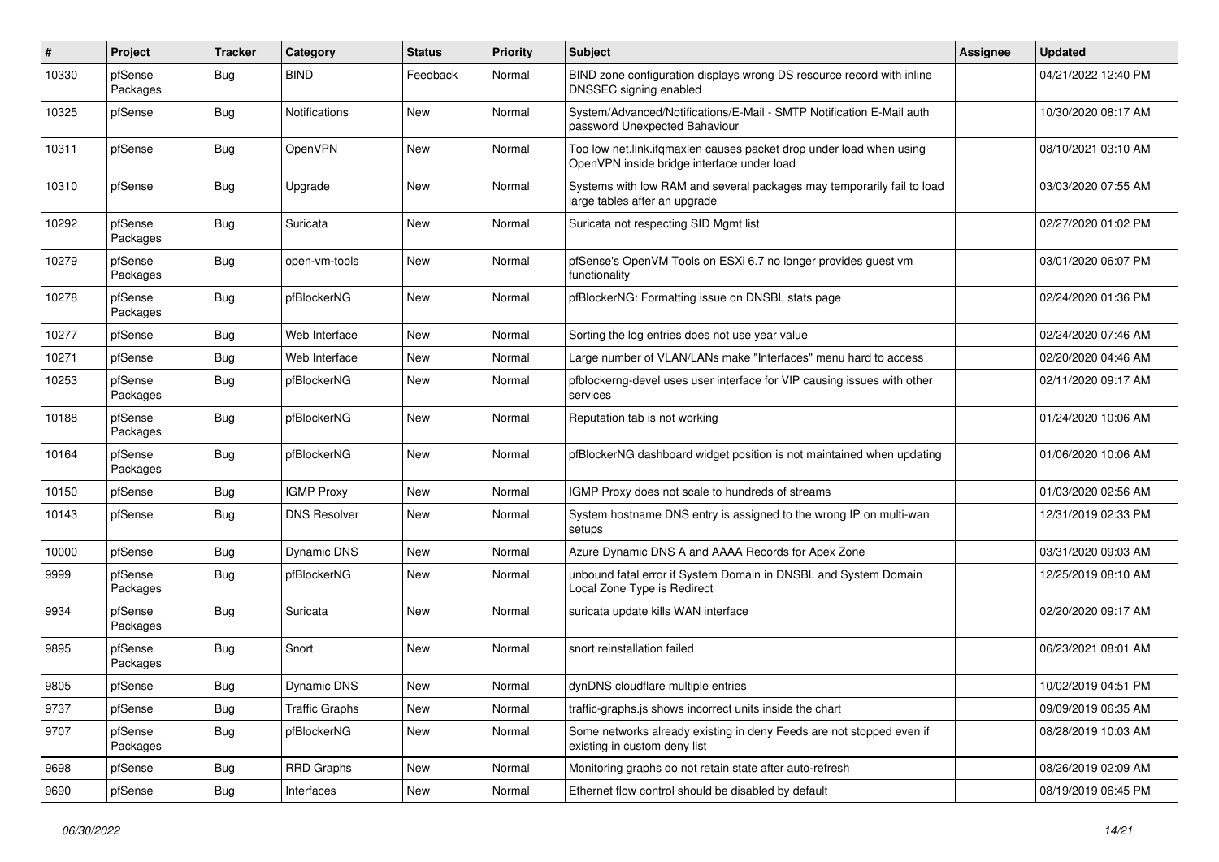| # | Project | Tracker | Category | Status | Priority | Subject | Assignee | Updated |
|---|---|---|---|---|---|---|---|---|
| 10330 | pfSense Packages | Bug | BIND | Feedback | Normal | BIND zone configuration displays wrong DS resource record with inline DNSSEC signing enabled | | 04/21/2022 12:40 PM |
| 10325 | pfSense | Bug | Notifications | New | Normal | System/Advanced/Notifications/E-Mail - SMTP Notification E-Mail auth password Unexpected Bahaviour | | 10/30/2020 08:17 AM |
| 10311 | pfSense | Bug | OpenVPN | New | Normal | Too low net.link.ifqmaxlen causes packet drop under load when using OpenVPN inside bridge interface under load | | 08/10/2021 03:10 AM |
| 10310 | pfSense | Bug | Upgrade | New | Normal | Systems with low RAM and several packages may temporarily fail to load large tables after an upgrade | | 03/03/2020 07:55 AM |
| 10292 | pfSense Packages | Bug | Suricata | New | Normal | Suricata not respecting SID Mgmt list | | 02/27/2020 01:02 PM |
| 10279 | pfSense Packages | Bug | open-vm-tools | New | Normal | pfSense's OpenVM Tools on ESXi 6.7 no longer provides guest vm functionality | | 03/01/2020 06:07 PM |
| 10278 | pfSense Packages | Bug | pfBlockerNG | New | Normal | pfBlockerNG: Formatting issue on DNSBL stats page | | 02/24/2020 01:36 PM |
| 10277 | pfSense | Bug | Web Interface | New | Normal | Sorting the log entries does not use year value | | 02/24/2020 07:46 AM |
| 10271 | pfSense | Bug | Web Interface | New | Normal | Large number of VLAN/LANs make "Interfaces" menu hard to access | | 02/20/2020 04:46 AM |
| 10253 | pfSense Packages | Bug | pfBlockerNG | New | Normal | pfblockerng-devel uses user interface for VIP causing issues with other services | | 02/11/2020 09:17 AM |
| 10188 | pfSense Packages | Bug | pfBlockerNG | New | Normal | Reputation tab is not working | | 01/24/2020 10:06 AM |
| 10164 | pfSense Packages | Bug | pfBlockerNG | New | Normal | pfBlockerNG dashboard widget position is not maintained when updating | | 01/06/2020 10:06 AM |
| 10150 | pfSense | Bug | IGMP Proxy | New | Normal | IGMP Proxy does not scale to hundreds of streams | | 01/03/2020 02:56 AM |
| 10143 | pfSense | Bug | DNS Resolver | New | Normal | System hostname DNS entry is assigned to the wrong IP on multi-wan setups | | 12/31/2019 02:33 PM |
| 10000 | pfSense | Bug | Dynamic DNS | New | Normal | Azure Dynamic DNS A and AAAA Records for Apex Zone | | 03/31/2020 09:03 AM |
| 9999 | pfSense Packages | Bug | pfBlockerNG | New | Normal | unbound fatal error if System Domain in DNSBL and System Domain Local Zone Type is Redirect | | 12/25/2019 08:10 AM |
| 9934 | pfSense Packages | Bug | Suricata | New | Normal | suricata update kills WAN interface | | 02/20/2020 09:17 AM |
| 9895 | pfSense Packages | Bug | Snort | New | Normal | snort reinstallation failed | | 06/23/2021 08:01 AM |
| 9805 | pfSense | Bug | Dynamic DNS | New | Normal | dynDNS cloudflare multiple entries | | 10/02/2019 04:51 PM |
| 9737 | pfSense | Bug | Traffic Graphs | New | Normal | traffic-graphs.js shows incorrect units inside the chart | | 09/09/2019 06:35 AM |
| 9707 | pfSense Packages | Bug | pfBlockerNG | New | Normal | Some networks already existing in deny Feeds are not stopped even if existing in custom deny list | | 08/28/2019 10:03 AM |
| 9698 | pfSense | Bug | RRD Graphs | New | Normal | Monitoring graphs do not retain state after auto-refresh | | 08/26/2019 02:09 AM |
| 9690 | pfSense | Bug | Interfaces | New | Normal | Ethernet flow control should be disabled by default | | 08/19/2019 06:45 PM |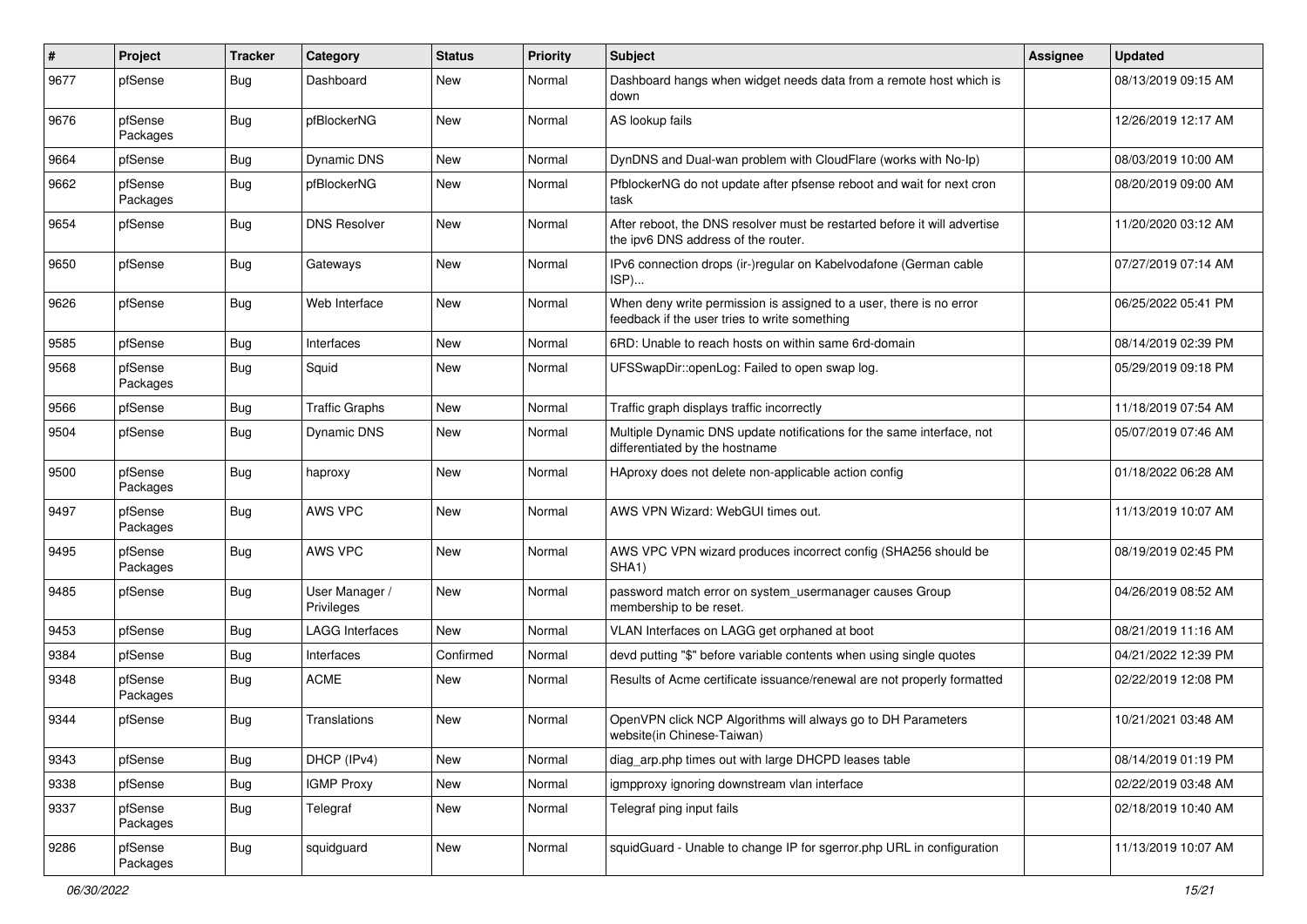| # | Project | Tracker | Category | Status | Priority | Subject | Assignee | Updated |
|---|---|---|---|---|---|---|---|---|
| 9677 | pfSense | Bug | Dashboard | New | Normal | Dashboard hangs when widget needs data from a remote host which is down | | 08/13/2019 09:15 AM |
| 9676 | pfSense Packages | Bug | pfBlockerNG | New | Normal | AS lookup fails | | 12/26/2019 12:17 AM |
| 9664 | pfSense | Bug | Dynamic DNS | New | Normal | DynDNS and Dual-wan problem with CloudFlare (works with No-Ip) | | 08/03/2019 10:00 AM |
| 9662 | pfSense Packages | Bug | pfBlockerNG | New | Normal | PfblockerNG do not update after pfsense reboot and wait for next cron task | | 08/20/2019 09:00 AM |
| 9654 | pfSense | Bug | DNS Resolver | New | Normal | After reboot, the DNS resolver must be restarted before it will advertise the ipv6 DNS address of the router. | | 11/20/2020 03:12 AM |
| 9650 | pfSense | Bug | Gateways | New | Normal | IPv6 connection drops (ir-)regular on Kabelvodafone (German cable ISP)... | | 07/27/2019 07:14 AM |
| 9626 | pfSense | Bug | Web Interface | New | Normal | When deny write permission is assigned to a user, there is no error feedback if the user tries to write something | | 06/25/2022 05:41 PM |
| 9585 | pfSense | Bug | Interfaces | New | Normal | 6RD: Unable to reach hosts on within same 6rd-domain | | 08/14/2019 02:39 PM |
| 9568 | pfSense Packages | Bug | Squid | New | Normal | UFSSwapDir::openLog: Failed to open swap log. | | 05/29/2019 09:18 PM |
| 9566 | pfSense | Bug | Traffic Graphs | New | Normal | Traffic graph displays traffic incorrectly | | 11/18/2019 07:54 AM |
| 9504 | pfSense | Bug | Dynamic DNS | New | Normal | Multiple Dynamic DNS update notifications for the same interface, not differentiated by the hostname | | 05/07/2019 07:46 AM |
| 9500 | pfSense Packages | Bug | haproxy | New | Normal | HAproxy does not delete non-applicable action config | | 01/18/2022 06:28 AM |
| 9497 | pfSense Packages | Bug | AWS VPC | New | Normal | AWS VPN Wizard: WebGUI times out. | | 11/13/2019 10:07 AM |
| 9495 | pfSense Packages | Bug | AWS VPC | New | Normal | AWS VPC VPN wizard produces incorrect config (SHA256 should be SHA1) | | 08/19/2019 02:45 PM |
| 9485 | pfSense | Bug | User Manager / Privileges | New | Normal | password match error on system_usermanager causes Group membership to be reset. | | 04/26/2019 08:52 AM |
| 9453 | pfSense | Bug | LAGG Interfaces | New | Normal | VLAN Interfaces on LAGG get orphaned at boot | | 08/21/2019 11:16 AM |
| 9384 | pfSense | Bug | Interfaces | Confirmed | Normal | devd putting "$" before variable contents when using single quotes | | 04/21/2022 12:39 PM |
| 9348 | pfSense Packages | Bug | ACME | New | Normal | Results of Acme certificate issuance/renewal are not properly formatted | | 02/22/2019 12:08 PM |
| 9344 | pfSense | Bug | Translations | New | Normal | OpenVPN click NCP Algorithms will always go to DH Parameters website(in Chinese-Taiwan) | | 10/21/2021 03:48 AM |
| 9343 | pfSense | Bug | DHCP (IPv4) | New | Normal | diag_arp.php times out with large DHCPD leases table | | 08/14/2019 01:19 PM |
| 9338 | pfSense | Bug | IGMP Proxy | New | Normal | igmpproxy ignoring downstream vlan interface | | 02/22/2019 03:48 AM |
| 9337 | pfSense Packages | Bug | Telegraf | New | Normal | Telegraf ping input fails | | 02/18/2019 10:40 AM |
| 9286 | pfSense Packages | Bug | squidguard | New | Normal | squidGuard - Unable to change IP for sgerror.php URL in configuration | | 11/13/2019 10:07 AM |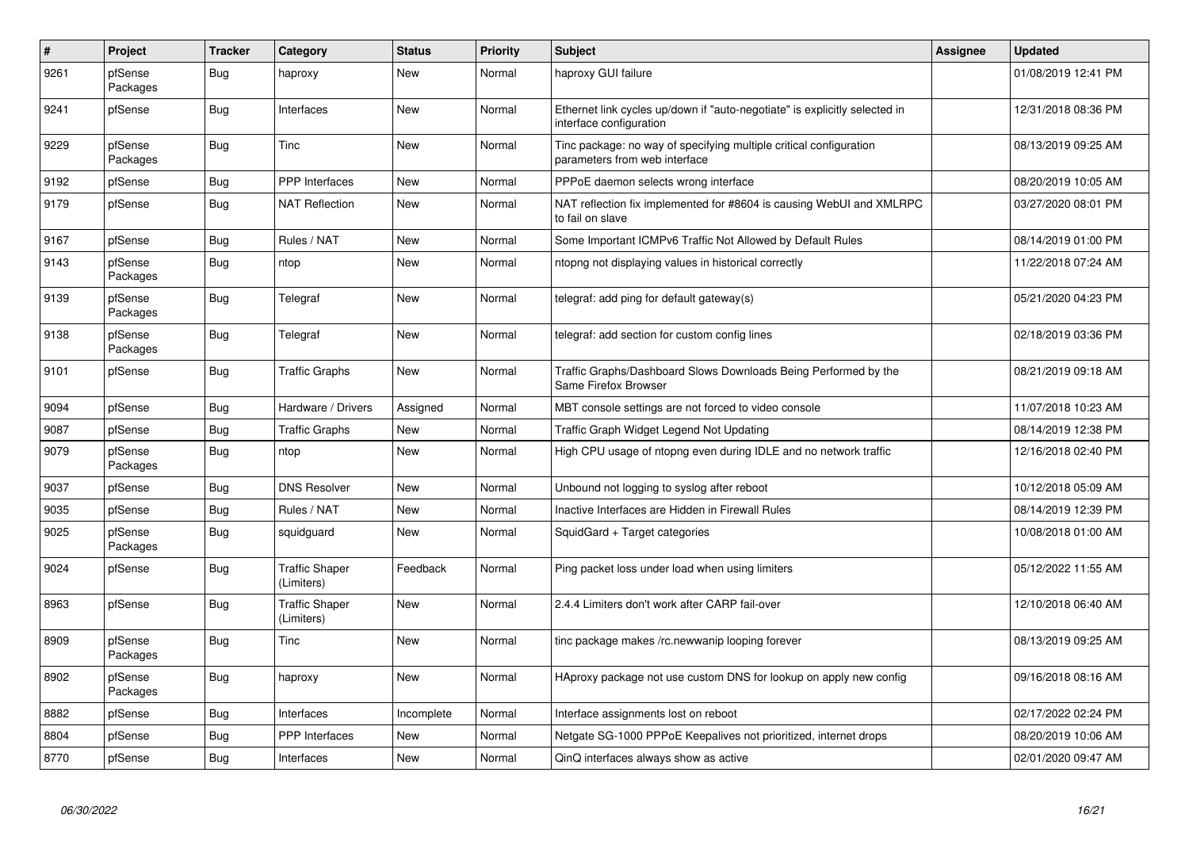| # | Project | Tracker | Category | Status | Priority | Subject | Assignee | Updated |
|---|---|---|---|---|---|---|---|---|
| 9261 | pfSense Packages | Bug | haproxy | New | Normal | haproxy GUI failure | | 01/08/2019 12:41 PM |
| 9241 | pfSense | Bug | Interfaces | New | Normal | Ethernet link cycles up/down if "auto-negotiate" is explicitly selected in interface configuration | | 12/31/2018 08:36 PM |
| 9229 | pfSense Packages | Bug | Tinc | New | Normal | Tinc package: no way of specifying multiple critical configuration parameters from web interface | | 08/13/2019 09:25 AM |
| 9192 | pfSense | Bug | PPP Interfaces | New | Normal | PPPoE daemon selects wrong interface | | 08/20/2019 10:05 AM |
| 9179 | pfSense | Bug | NAT Reflection | New | Normal | NAT reflection fix implemented for #8604 is causing WebUI and XMLRPC to fail on slave | | 03/27/2020 08:01 PM |
| 9167 | pfSense | Bug | Rules / NAT | New | Normal | Some Important ICMPv6 Traffic Not Allowed by Default Rules | | 08/14/2019 01:00 PM |
| 9143 | pfSense Packages | Bug | ntop | New | Normal | ntopng not displaying values in historical correctly | | 11/22/2018 07:24 AM |
| 9139 | pfSense Packages | Bug | Telegraf | New | Normal | telegraf: add ping for default gateway(s) | | 05/21/2020 04:23 PM |
| 9138 | pfSense Packages | Bug | Telegraf | New | Normal | telegraf: add section for custom config lines | | 02/18/2019 03:36 PM |
| 9101 | pfSense | Bug | Traffic Graphs | New | Normal | Traffic Graphs/Dashboard Slows Downloads Being Performed by the Same Firefox Browser | | 08/21/2019 09:18 AM |
| 9094 | pfSense | Bug | Hardware / Drivers | Assigned | Normal | MBT console settings are not forced to video console | | 11/07/2018 10:23 AM |
| 9087 | pfSense | Bug | Traffic Graphs | New | Normal | Traffic Graph Widget Legend Not Updating | | 08/14/2019 12:38 PM |
| 9079 | pfSense Packages | Bug | ntop | New | Normal | High CPU usage of ntopng even during IDLE and no network traffic | | 12/16/2018 02:40 PM |
| 9037 | pfSense | Bug | DNS Resolver | New | Normal | Unbound not logging to syslog after reboot | | 10/12/2018 05:09 AM |
| 9035 | pfSense | Bug | Rules / NAT | New | Normal | Inactive Interfaces are Hidden in Firewall Rules | | 08/14/2019 12:39 PM |
| 9025 | pfSense Packages | Bug | squidguard | New | Normal | SquidGard + Target categories | | 10/08/2018 01:00 AM |
| 9024 | pfSense | Bug | Traffic Shaper (Limiters) | Feedback | Normal | Ping packet loss under load when using limiters | | 05/12/2022 11:55 AM |
| 8963 | pfSense | Bug | Traffic Shaper (Limiters) | New | Normal | 2.4.4 Limiters don't work after CARP fail-over | | 12/10/2018 06:40 AM |
| 8909 | pfSense Packages | Bug | Tinc | New | Normal | tinc package makes /rc.newwanip looping forever | | 08/13/2019 09:25 AM |
| 8902 | pfSense Packages | Bug | haproxy | New | Normal | HAproxy package not use custom DNS for lookup on apply new config | | 09/16/2018 08:16 AM |
| 8882 | pfSense | Bug | Interfaces | Incomplete | Normal | Interface assignments lost on reboot | | 02/17/2022 02:24 PM |
| 8804 | pfSense | Bug | PPP Interfaces | New | Normal | Netgate SG-1000 PPPoE Keepalives not prioritized, internet drops | | 08/20/2019 10:06 AM |
| 8770 | pfSense | Bug | Interfaces | New | Normal | QinQ interfaces always show as active | | 02/01/2020 09:47 AM |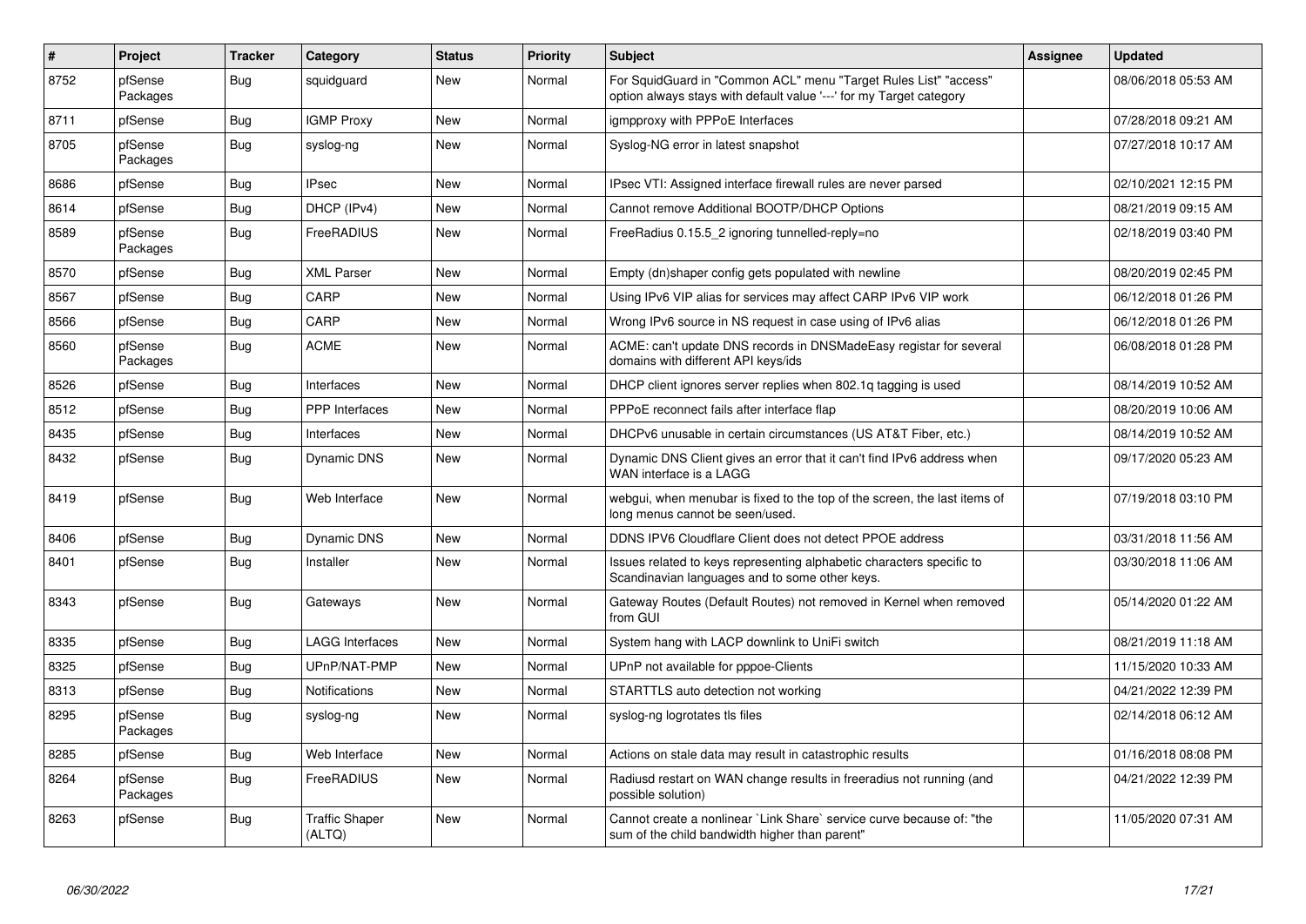| # | Project | Tracker | Category | Status | Priority | Subject | Assignee | Updated |
|---|---|---|---|---|---|---|---|---|
| 8752 | pfSense Packages | Bug | squidguard | New | Normal | For SquidGuard in "Common ACL" menu "Target Rules List" "access" option always stays with default value '---' for my Target category | | 08/06/2018 05:53 AM |
| 8711 | pfSense | Bug | IGMP Proxy | New | Normal | igmpproxy with PPPoE Interfaces | | 07/28/2018 09:21 AM |
| 8705 | pfSense Packages | Bug | syslog-ng | New | Normal | Syslog-NG error in latest snapshot | | 07/27/2018 10:17 AM |
| 8686 | pfSense | Bug | IPsec | New | Normal | IPsec VTI: Assigned interface firewall rules are never parsed | | 02/10/2021 12:15 PM |
| 8614 | pfSense | Bug | DHCP (IPv4) | New | Normal | Cannot remove Additional BOOTP/DHCP Options | | 08/21/2019 09:15 AM |
| 8589 | pfSense Packages | Bug | FreeRADIUS | New | Normal | FreeRadius 0.15.5_2 ignoring tunnelled-reply=no | | 02/18/2019 03:40 PM |
| 8570 | pfSense | Bug | XML Parser | New | Normal | Empty (dn)shaper config gets populated with newline | | 08/20/2019 02:45 PM |
| 8567 | pfSense | Bug | CARP | New | Normal | Using IPv6 VIP alias for services may affect CARP IPv6 VIP work | | 06/12/2018 01:26 PM |
| 8566 | pfSense | Bug | CARP | New | Normal | Wrong IPv6 source in NS request in case using of IPv6 alias | | 06/12/2018 01:26 PM |
| 8560 | pfSense Packages | Bug | ACME | New | Normal | ACME: can't update DNS records in DNSMadeEasy registar for several domains with different API keys/ids | | 06/08/2018 01:28 PM |
| 8526 | pfSense | Bug | Interfaces | New | Normal | DHCP client ignores server replies when 802.1q tagging is used | | 08/14/2019 10:52 AM |
| 8512 | pfSense | Bug | PPP Interfaces | New | Normal | PPPoE reconnect fails after interface flap | | 08/20/2019 10:06 AM |
| 8435 | pfSense | Bug | Interfaces | New | Normal | DHCPv6 unusable in certain circumstances (US AT&T Fiber, etc.) | | 08/14/2019 10:52 AM |
| 8432 | pfSense | Bug | Dynamic DNS | New | Normal | Dynamic DNS Client gives an error that it can't find IPv6 address when WAN interface is a LAGG | | 09/17/2020 05:23 AM |
| 8419 | pfSense | Bug | Web Interface | New | Normal | webgui, when menubar is fixed to the top of the screen, the last items of long menus cannot be seen/used. | | 07/19/2018 03:10 PM |
| 8406 | pfSense | Bug | Dynamic DNS | New | Normal | DDNS IPV6 Cloudflare Client does not detect PPOE address | | 03/31/2018 11:56 AM |
| 8401 | pfSense | Bug | Installer | New | Normal | Issues related to keys representing alphabetic characters specific to Scandinavian languages and to some other keys. | | 03/30/2018 11:06 AM |
| 8343 | pfSense | Bug | Gateways | New | Normal | Gateway Routes (Default Routes) not removed in Kernel when removed from GUI | | 05/14/2020 01:22 AM |
| 8335 | pfSense | Bug | LAGG Interfaces | New | Normal | System hang with LACP downlink to UniFi switch | | 08/21/2019 11:18 AM |
| 8325 | pfSense | Bug | UPnP/NAT-PMP | New | Normal | UPnP not available for pppoe-Clients | | 11/15/2020 10:33 AM |
| 8313 | pfSense | Bug | Notifications | New | Normal | STARTTLS auto detection not working | | 04/21/2022 12:39 PM |
| 8295 | pfSense Packages | Bug | syslog-ng | New | Normal | syslog-ng logrotates tls files | | 02/14/2018 06:12 AM |
| 8285 | pfSense | Bug | Web Interface | New | Normal | Actions on stale data may result in catastrophic results | | 01/16/2018 08:08 PM |
| 8264 | pfSense Packages | Bug | FreeRADIUS | New | Normal | Radiusd restart on WAN change results in freeradius not running (and possible solution) | | 04/21/2022 12:39 PM |
| 8263 | pfSense | Bug | Traffic Shaper (ALTQ) | New | Normal | Cannot create a nonlinear `Link Share` service curve because of: "the sum of the child bandwidth higher than parent" | | 11/05/2020 07:31 AM |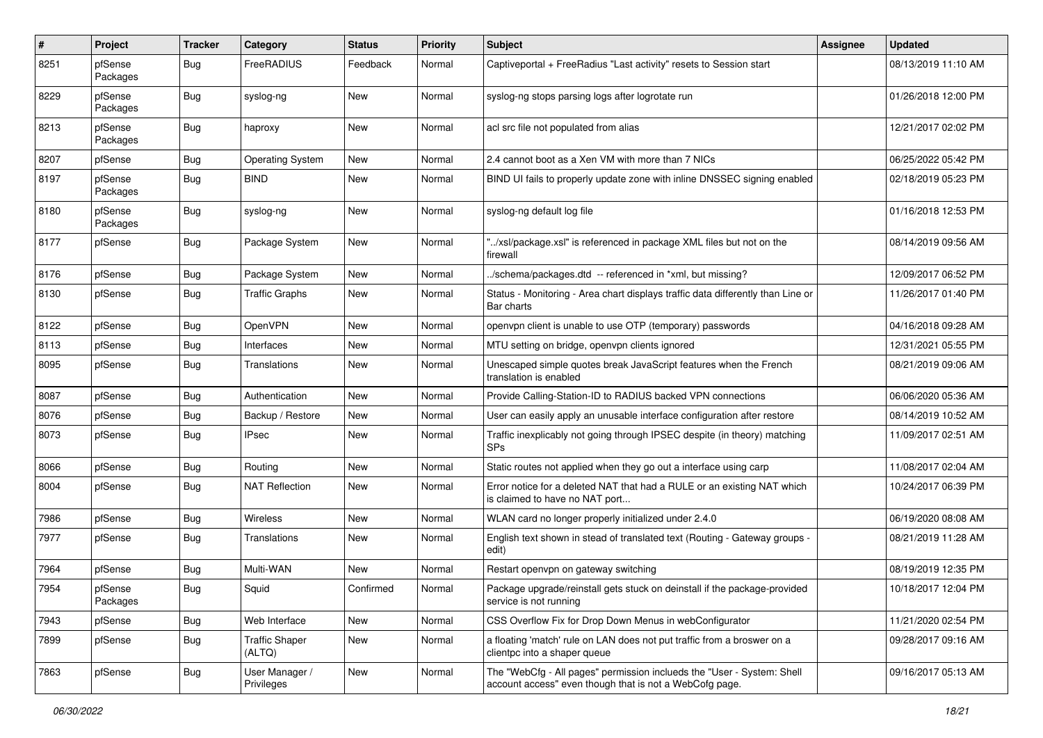| # | Project | Tracker | Category | Status | Priority | Subject | Assignee | Updated |
|---|---|---|---|---|---|---|---|---|
| 8251 | pfSense Packages | Bug | FreeRADIUS | Feedback | Normal | Captiveportal + FreeRadius "Last activity" resets to Session start | | 08/13/2019 11:10 AM |
| 8229 | pfSense Packages | Bug | syslog-ng | New | Normal | syslog-ng stops parsing logs after logrotate run | | 01/26/2018 12:00 PM |
| 8213 | pfSense Packages | Bug | haproxy | New | Normal | acl src file not populated from alias | | 12/21/2017 02:02 PM |
| 8207 | pfSense | Bug | Operating System | New | Normal | 2.4 cannot boot as a Xen VM with more than 7 NICs | | 06/25/2022 05:42 PM |
| 8197 | pfSense Packages | Bug | BIND | New | Normal | BIND UI fails to properly update zone with inline DNSSEC signing enabled | | 02/18/2019 05:23 PM |
| 8180 | pfSense Packages | Bug | syslog-ng | New | Normal | syslog-ng default log file | | 01/16/2018 12:53 PM |
| 8177 | pfSense | Bug | Package System | New | Normal | "../xsl/package.xsl" is referenced in package XML files but not on the firewall | | 08/14/2019 09:56 AM |
| 8176 | pfSense | Bug | Package System | New | Normal | ../schema/packages.dtd -- referenced in *xml, but missing? | | 12/09/2017 06:52 PM |
| 8130 | pfSense | Bug | Traffic Graphs | New | Normal | Status - Monitoring - Area chart displays traffic data differently than Line or Bar charts | | 11/26/2017 01:40 PM |
| 8122 | pfSense | Bug | OpenVPN | New | Normal | openvpn client is unable to use OTP (temporary) passwords | | 04/16/2018 09:28 AM |
| 8113 | pfSense | Bug | Interfaces | New | Normal | MTU setting on bridge, openvpn clients ignored | | 12/31/2021 05:55 PM |
| 8095 | pfSense | Bug | Translations | New | Normal | Unescaped simple quotes break JavaScript features when the French translation is enabled | | 08/21/2019 09:06 AM |
| 8087 | pfSense | Bug | Authentication | New | Normal | Provide Calling-Station-ID to RADIUS backed VPN connections | | 06/06/2020 05:36 AM |
| 8076 | pfSense | Bug | Backup / Restore | New | Normal | User can easily apply an unusable interface configuration after restore | | 08/14/2019 10:52 AM |
| 8073 | pfSense | Bug | IPsec | New | Normal | Traffic inexplicably not going through IPSEC despite (in theory) matching SPs | | 11/09/2017 02:51 AM |
| 8066 | pfSense | Bug | Routing | New | Normal | Static routes not applied when they go out a interface using carp | | 11/08/2017 02:04 AM |
| 8004 | pfSense | Bug | NAT Reflection | New | Normal | Error notice for a deleted NAT that had a RULE or an existing NAT which is claimed to have no NAT port... | | 10/24/2017 06:39 PM |
| 7986 | pfSense | Bug | Wireless | New | Normal | WLAN card no longer properly initialized under 2.4.0 | | 06/19/2020 08:08 AM |
| 7977 | pfSense | Bug | Translations | New | Normal | English text shown in stead of translated text (Routing - Gateway groups - edit) | | 08/21/2019 11:28 AM |
| 7964 | pfSense | Bug | Multi-WAN | New | Normal | Restart openvpn on gateway switching | | 08/19/2019 12:35 PM |
| 7954 | pfSense Packages | Bug | Squid | Confirmed | Normal | Package upgrade/reinstall gets stuck on deinstall if the package-provided service is not running | | 10/18/2017 12:04 PM |
| 7943 | pfSense | Bug | Web Interface | New | Normal | CSS Overflow Fix for Drop Down Menus in webConfigurator | | 11/21/2020 02:54 PM |
| 7899 | pfSense | Bug | Traffic Shaper (ALTQ) | New | Normal | a floating 'match' rule on LAN does not put traffic from a broswer on a clientpc into a shaper queue | | 09/28/2017 09:16 AM |
| 7863 | pfSense | Bug | User Manager / Privileges | New | Normal | The "WebCfg - All pages" permission inclueds the "User - System: Shell account access" even though that is not a WebCofg page. | | 09/16/2017 05:13 AM |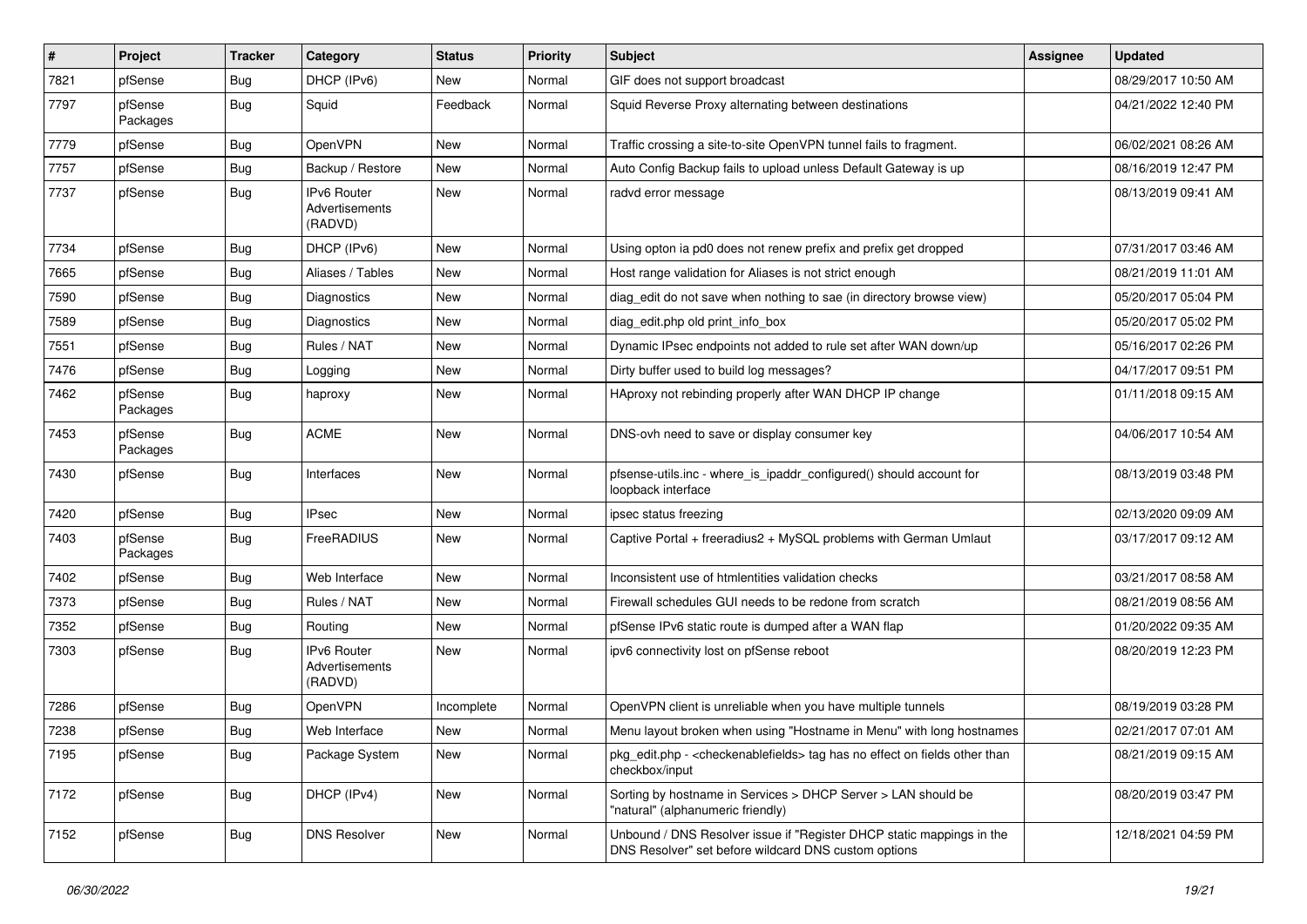| # | Project | Tracker | Category | Status | Priority | Subject | Assignee | Updated |
|---|---|---|---|---|---|---|---|---|
| 7821 | pfSense | Bug | DHCP (IPv6) | New | Normal | GIF does not support broadcast | | 08/29/2017 10:50 AM |
| 7797 | pfSense Packages | Bug | Squid | Feedback | Normal | Squid Reverse Proxy alternating between destinations | | 04/21/2022 12:40 PM |
| 7779 | pfSense | Bug | OpenVPN | New | Normal | Traffic crossing a site-to-site OpenVPN tunnel fails to fragment. | | 06/02/2021 08:26 AM |
| 7757 | pfSense | Bug | Backup / Restore | New | Normal | Auto Config Backup fails to upload unless Default Gateway is up | | 08/16/2019 12:47 PM |
| 7737 | pfSense | Bug | IPv6 Router Advertisements (RADVD) | New | Normal | radvd error message | | 08/13/2019 09:41 AM |
| 7734 | pfSense | Bug | DHCP (IPv6) | New | Normal | Using opton ia pd0 does not renew prefix and prefix get dropped | | 07/31/2017 03:46 AM |
| 7665 | pfSense | Bug | Aliases / Tables | New | Normal | Host range validation for Aliases is not strict enough | | 08/21/2019 11:01 AM |
| 7590 | pfSense | Bug | Diagnostics | New | Normal | diag_edit do not save when nothing to sae (in directory browse view) | | 05/20/2017 05:04 PM |
| 7589 | pfSense | Bug | Diagnostics | New | Normal | diag_edit.php old print_info_box | | 05/20/2017 05:02 PM |
| 7551 | pfSense | Bug | Rules / NAT | New | Normal | Dynamic IPsec endpoints not added to rule set after WAN down/up | | 05/16/2017 02:26 PM |
| 7476 | pfSense | Bug | Logging | New | Normal | Dirty buffer used to build log messages? | | 04/17/2017 09:51 PM |
| 7462 | pfSense Packages | Bug | haproxy | New | Normal | HAproxy not rebinding properly after WAN DHCP IP change | | 01/11/2018 09:15 AM |
| 7453 | pfSense Packages | Bug | ACME | New | Normal | DNS-ovh need to save or display consumer key | | 04/06/2017 10:54 AM |
| 7430 | pfSense | Bug | Interfaces | New | Normal | pfsense-utils.inc - where_is_ipaddr_configured() should account for loopback interface | | 08/13/2019 03:48 PM |
| 7420 | pfSense | Bug | IPsec | New | Normal | ipsec status freezing | | 02/13/2020 09:09 AM |
| 7403 | pfSense Packages | Bug | FreeRADIUS | New | Normal | Captive Portal + freeradius2 + MySQL problems with German Umlaut | | 03/17/2017 09:12 AM |
| 7402 | pfSense | Bug | Web Interface | New | Normal | Inconsistent use of htmlentities validation checks | | 03/21/2017 08:58 AM |
| 7373 | pfSense | Bug | Rules / NAT | New | Normal | Firewall schedules GUI needs to be redone from scratch | | 08/21/2019 08:56 AM |
| 7352 | pfSense | Bug | Routing | New | Normal | pfSense IPv6 static route is dumped after a WAN flap | | 01/20/2022 09:35 AM |
| 7303 | pfSense | Bug | IPv6 Router Advertisements (RADVD) | New | Normal | ipv6 connectivity lost on pfSense reboot | | 08/20/2019 12:23 PM |
| 7286 | pfSense | Bug | OpenVPN | Incomplete | Normal | OpenVPN client is unreliable when you have multiple tunnels | | 08/19/2019 03:28 PM |
| 7238 | pfSense | Bug | Web Interface | New | Normal | Menu layout broken when using "Hostname in Menu" with long hostnames | | 02/21/2017 07:01 AM |
| 7195 | pfSense | Bug | Package System | New | Normal | pkg_edit.php - <checkenablefields> tag has no effect on fields other than checkbox/input | | 08/21/2019 09:15 AM |
| 7172 | pfSense | Bug | DHCP (IPv4) | New | Normal | Sorting by hostname in Services > DHCP Server > LAN should be "natural" (alphanumeric friendly) | | 08/20/2019 03:47 PM |
| 7152 | pfSense | Bug | DNS Resolver | New | Normal | Unbound / DNS Resolver issue if "Register DHCP static mappings in the DNS Resolver" set before wildcard DNS custom options | | 12/18/2021 04:59 PM |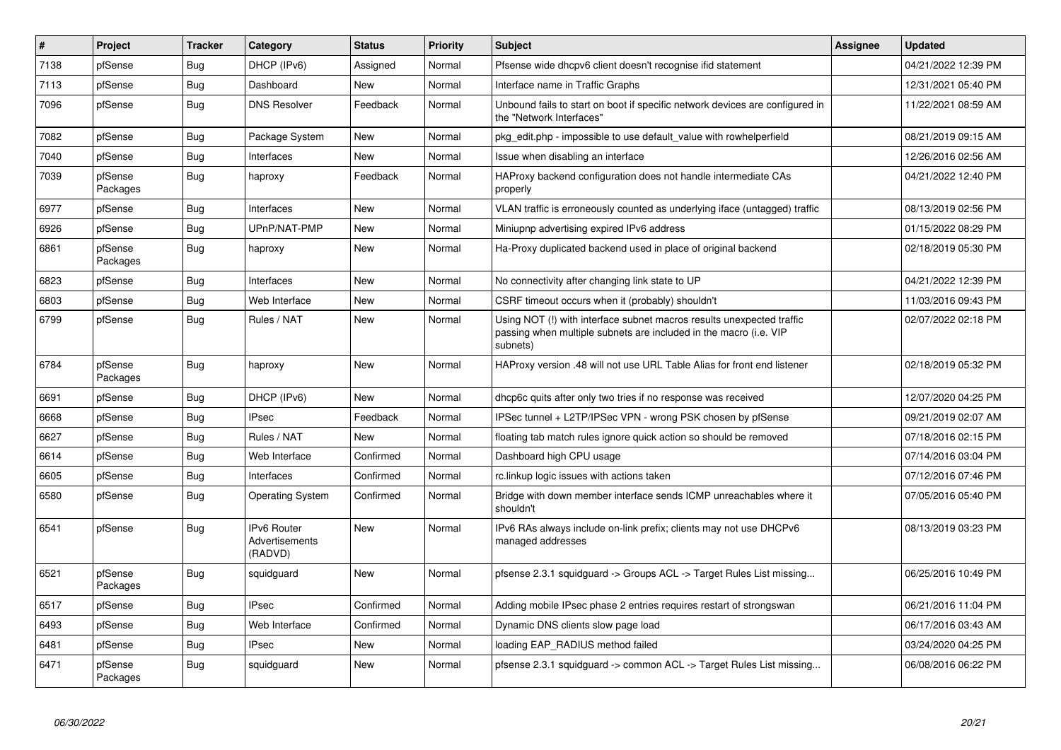| # | Project | Tracker | Category | Status | Priority | Subject | Assignee | Updated |
| --- | --- | --- | --- | --- | --- | --- | --- | --- |
| 7138 | pfSense | Bug | DHCP (IPv6) | Assigned | Normal | Pfsense wide dhcpv6 client doesn't recognise ifid statement | | 04/21/2022 12:39 PM |
| 7113 | pfSense | Bug | Dashboard | New | Normal | Interface name in Traffic Graphs | | 12/31/2021 05:40 PM |
| 7096 | pfSense | Bug | DNS Resolver | Feedback | Normal | Unbound fails to start on boot if specific network devices are configured in the "Network Interfaces" | | 11/22/2021 08:59 AM |
| 7082 | pfSense | Bug | Package System | New | Normal | pkg_edit.php - impossible to use default_value with rowhelperfield | | 08/21/2019 09:15 AM |
| 7040 | pfSense | Bug | Interfaces | New | Normal | Issue when disabling an interface | | 12/26/2016 02:56 AM |
| 7039 | pfSense Packages | Bug | haproxy | Feedback | Normal | HAProxy backend configuration does not handle intermediate CAs properly | | 04/21/2022 12:40 PM |
| 6977 | pfSense | Bug | Interfaces | New | Normal | VLAN traffic is erroneously counted as underlying iface (untagged) traffic | | 08/13/2019 02:56 PM |
| 6926 | pfSense | Bug | UPnP/NAT-PMP | New | Normal | Miniupnp advertising expired IPv6 address | | 01/15/2022 08:29 PM |
| 6861 | pfSense Packages | Bug | haproxy | New | Normal | Ha-Proxy duplicated backend used in place of original backend | | 02/18/2019 05:30 PM |
| 6823 | pfSense | Bug | Interfaces | New | Normal | No connectivity after changing link state to UP | | 04/21/2022 12:39 PM |
| 6803 | pfSense | Bug | Web Interface | New | Normal | CSRF timeout occurs when it (probably) shouldn't | | 11/03/2016 09:43 PM |
| 6799 | pfSense | Bug | Rules / NAT | New | Normal | Using NOT (!) with interface subnet macros results unexpected traffic passing when multiple subnets are included in the macro (i.e. VIP subnets) | | 02/07/2022 02:18 PM |
| 6784 | pfSense Packages | Bug | haproxy | New | Normal | HAProxy version .48 will not use URL Table Alias for front end listener | | 02/18/2019 05:32 PM |
| 6691 | pfSense | Bug | DHCP (IPv6) | New | Normal | dhcp6c quits after only two tries if no response was received | | 12/07/2020 04:25 PM |
| 6668 | pfSense | Bug | IPsec | Feedback | Normal | IPSec tunnel + L2TP/IPSec VPN - wrong PSK chosen by pfSense | | 09/21/2019 02:07 AM |
| 6627 | pfSense | Bug | Rules / NAT | New | Normal | floating tab match rules ignore quick action so should be removed | | 07/18/2016 02:15 PM |
| 6614 | pfSense | Bug | Web Interface | Confirmed | Normal | Dashboard high CPU usage | | 07/14/2016 03:04 PM |
| 6605 | pfSense | Bug | Interfaces | Confirmed | Normal | rc.linkup logic issues with actions taken | | 07/12/2016 07:46 PM |
| 6580 | pfSense | Bug | Operating System | Confirmed | Normal | Bridge with down member interface sends ICMP unreachables where it shouldn't | | 07/05/2016 05:40 PM |
| 6541 | pfSense | Bug | IPv6 Router Advertisements (RADVD) | New | Normal | IPv6 RAs always include on-link prefix; clients may not use DHCPv6 managed addresses | | 08/13/2019 03:23 PM |
| 6521 | pfSense Packages | Bug | squidguard | New | Normal | pfsense 2.3.1 squidguard -> Groups ACL -> Target Rules List missing... | | 06/25/2016 10:49 PM |
| 6517 | pfSense | Bug | IPsec | Confirmed | Normal | Adding mobile IPsec phase 2 entries requires restart of strongswan | | 06/21/2016 11:04 PM |
| 6493 | pfSense | Bug | Web Interface | Confirmed | Normal | Dynamic DNS clients slow page load | | 06/17/2016 03:43 AM |
| 6481 | pfSense | Bug | IPsec | New | Normal | loading EAP_RADIUS method failed | | 03/24/2020 04:25 PM |
| 6471 | pfSense Packages | Bug | squidguard | New | Normal | pfsense 2.3.1 squidguard -> common ACL -> Target Rules List missing... | | 06/08/2016 06:22 PM |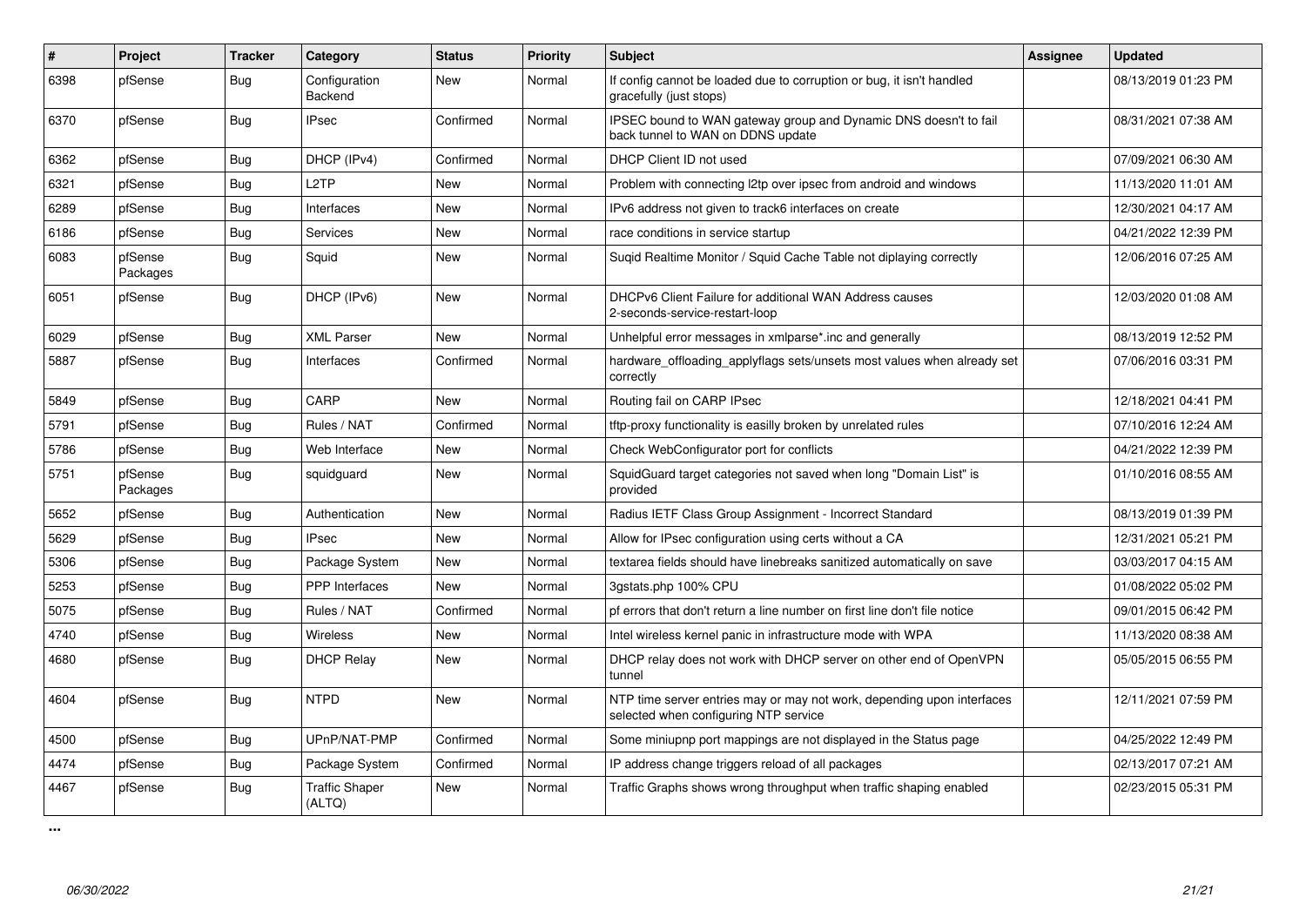| # | Project | Tracker | Category | Status | Priority | Subject | Assignee | Updated |
|---|---|---|---|---|---|---|---|---|
| 6398 | pfSense | Bug | Configuration Backend | New | Normal | If config cannot be loaded due to corruption or bug, it isn't handled gracefully (just stops) | | 08/13/2019 01:23 PM |
| 6370 | pfSense | Bug | IPsec | Confirmed | Normal | IPSEC bound to WAN gateway group and Dynamic DNS doesn't to fail back tunnel to WAN on DDNS update | | 08/31/2021 07:38 AM |
| 6362 | pfSense | Bug | DHCP (IPv4) | Confirmed | Normal | DHCP Client ID not used | | 07/09/2021 06:30 AM |
| 6321 | pfSense | Bug | L2TP | New | Normal | Problem with connecting l2tp over ipsec from android and windows | | 11/13/2020 11:01 AM |
| 6289 | pfSense | Bug | Interfaces | New | Normal | IPv6 address not given to track6 interfaces on create | | 12/30/2021 04:17 AM |
| 6186 | pfSense | Bug | Services | New | Normal | race conditions in service startup | | 04/21/2022 12:39 PM |
| 6083 | pfSense Packages | Bug | Squid | New | Normal | Suqid Realtime Monitor / Squid Cache Table not diplaying correctly | | 12/06/2016 07:25 AM |
| 6051 | pfSense | Bug | DHCP (IPv6) | New | Normal | DHCPv6 Client Failure for additional WAN Address causes 2-seconds-service-restart-loop | | 12/03/2020 01:08 AM |
| 6029 | pfSense | Bug | XML Parser | New | Normal | Unhelpful error messages in xmlparse*.inc and generally | | 08/13/2019 12:52 PM |
| 5887 | pfSense | Bug | Interfaces | Confirmed | Normal | hardware_offloading_applyflags sets/unsets most values when already set correctly | | 07/06/2016 03:31 PM |
| 5849 | pfSense | Bug | CARP | New | Normal | Routing fail on CARP IPsec | | 12/18/2021 04:41 PM |
| 5791 | pfSense | Bug | Rules / NAT | Confirmed | Normal | tftp-proxy functionality is easilly broken by unrelated rules | | 07/10/2016 12:24 AM |
| 5786 | pfSense | Bug | Web Interface | New | Normal | Check WebConfigurator port for conflicts | | 04/21/2022 12:39 PM |
| 5751 | pfSense Packages | Bug | squidguard | New | Normal | SquidGuard target categories not saved when long "Domain List" is provided | | 01/10/2016 08:55 AM |
| 5652 | pfSense | Bug | Authentication | New | Normal | Radius IETF Class Group Assignment - Incorrect Standard | | 08/13/2019 01:39 PM |
| 5629 | pfSense | Bug | IPsec | New | Normal | Allow for IPsec configuration using certs without a CA | | 12/31/2021 05:21 PM |
| 5306 | pfSense | Bug | Package System | New | Normal | textarea fields should have linebreaks sanitized automatically on save | | 03/03/2017 04:15 AM |
| 5253 | pfSense | Bug | PPP Interfaces | New | Normal | 3gstats.php 100% CPU | | 01/08/2022 05:02 PM |
| 5075 | pfSense | Bug | Rules / NAT | Confirmed | Normal | pf errors that don't return a line number on first line don't file notice | | 09/01/2015 06:42 PM |
| 4740 | pfSense | Bug | Wireless | New | Normal | Intel wireless kernel panic in infrastructure mode with WPA | | 11/13/2020 08:38 AM |
| 4680 | pfSense | Bug | DHCP Relay | New | Normal | DHCP relay does not work with DHCP server on other end of OpenVPN tunnel | | 05/05/2015 06:55 PM |
| 4604 | pfSense | Bug | NTPD | New | Normal | NTP time server entries may or may not work, depending upon interfaces selected when configuring NTP service | | 12/11/2021 07:59 PM |
| 4500 | pfSense | Bug | UPnP/NAT-PMP | Confirmed | Normal | Some miniupnp port mappings are not displayed in the Status page | | 04/25/2022 12:49 PM |
| 4474 | pfSense | Bug | Package System | Confirmed | Normal | IP address change triggers reload of all packages | | 02/13/2017 07:21 AM |
| 4467 | pfSense | Bug | Traffic Shaper (ALTQ) | New | Normal | Traffic Graphs shows wrong throughput when traffic shaping enabled | | 02/23/2015 05:31 PM |

...